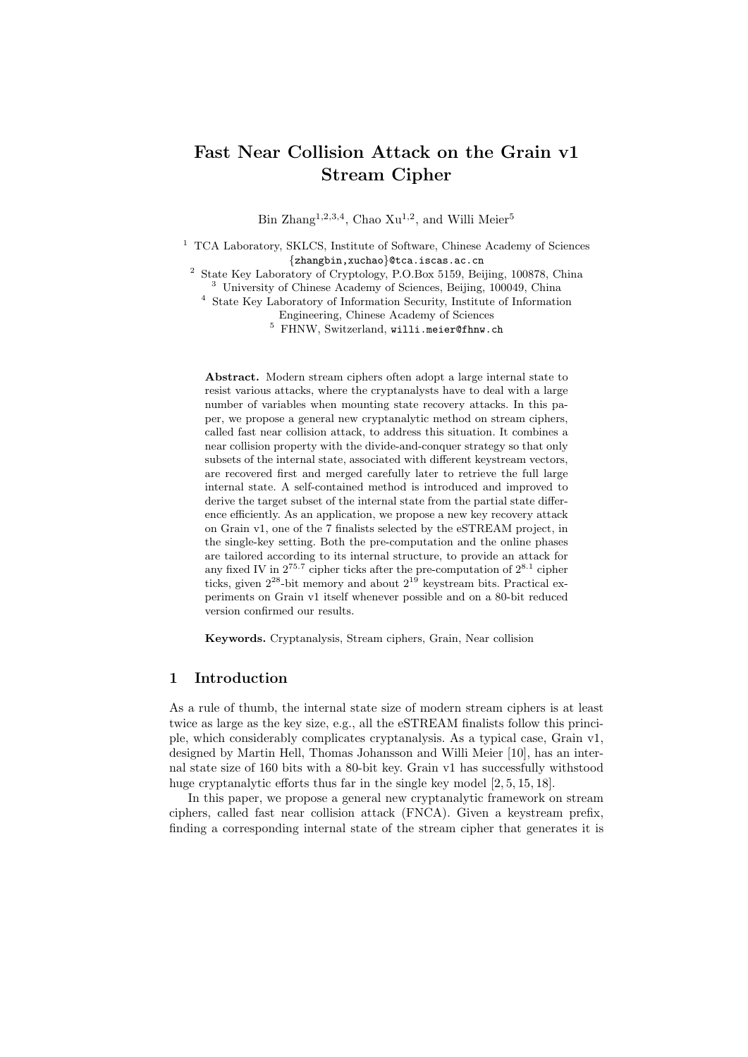# Fast Near Collision Attack on the Grain v1 Stream Cipher

Bin Zhang[1,2,3,4], Chao Xu[1,2], and Willi Meier[5]

[1] TCA Laboratory, SKLCS, Institute of Software, Chinese Academy of Sciences
{zhangbin,xuchao}@tca.iscas.ac.cn

[2] State Key Laboratory of Cryptology, P.O.Box 5159, Beijing, 100878, China

[3] University of Chinese Academy of Sciences, Beijing, 100049, China

[4] State Key Laboratory of Information Security, Institute of Information Engineering, Chinese Academy of Sciences

[5] FHNW, Switzerland, willi.meier@fhnw.ch

**Abstract.** Modern stream ciphers often adopt a large internal state to resist various attacks, where the cryptanalysts have to deal with a large number of variables when mounting state recovery attacks. In this paper, we propose a general new cryptanalytic method on stream ciphers, called fast near collision attack, to address this situation. It combines a near collision property with the divide-and-conquer strategy so that only subsets of the internal state, associated with different keystream vectors, are recovered first and merged carefully later to retrieve the full large internal state. A self-contained method is introduced and improved to derive the target subset of the internal state from the partial state difference efficiently. As an application, we propose a new key recovery attack on Grain v1, one of the 7 finalists selected by the eSTREAM project, in the single-key setting. Both the pre-computation and the online phases are tailored according to its internal structure, to provide an attack for any fixed IV in $2^{75.7}$ cipher ticks after the pre-computation of $2^{8.1}$ cipher ticks, given $2^{28}$-bit memory and about $2^{19}$ keystream bits. Practical experiments on Grain v1 itself whenever possible and on a 80-bit reduced version confirmed our results.

**Keywords.** Cryptanalysis, Stream ciphers, Grain, Near collision

## 1 Introduction

As a rule of thumb, the internal state size of modern stream ciphers is at least twice as large as the key size, e.g., all the eSTREAM finalists follow this principle, which considerably complicates cryptanalysis. As a typical case, Grain v1, designed by Martin Hell, Thomas Johansson and Willi Meier [10], has an internal state size of 160 bits with a 80-bit key. Grain v1 has successfully withstood huge cryptanalytic efforts thus far in the single key model [2, 5, 15, 18].

In this paper, we propose a general new cryptanalytic framework on stream ciphers, called fast near collision attack (FNCA). Given a keystream prefix, finding a corresponding internal state of the stream cipher that generates it is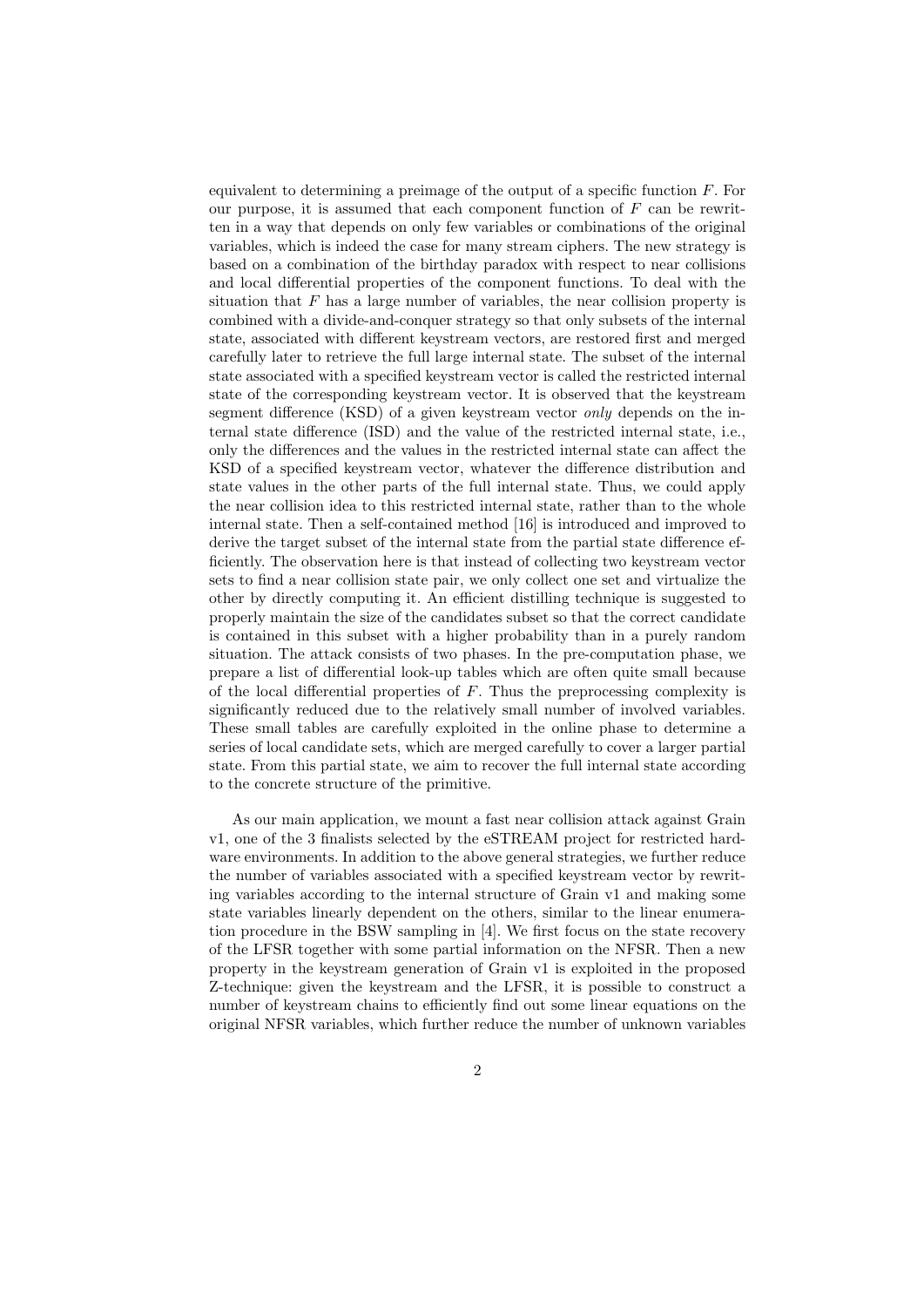equivalent to determining a preimage of the output of a specific function $F$. For our purpose, it is assumed that each component function of $F$ can be rewritten in a way that depends on only few variables or combinations of the original variables, which is indeed the case for many stream ciphers. The new strategy is based on a combination of the birthday paradox with respect to near collisions and local differential properties of the component functions. To deal with the situation that $F$ has a large number of variables, the near collision property is combined with a divide-and-conquer strategy so that only subsets of the internal state, associated with different keystream vectors, are restored first and merged carefully later to retrieve the full large internal state. The subset of the internal state associated with a specified keystream vector is called the restricted internal state of the corresponding keystream vector. It is observed that the keystream segment difference (KSD) of a given keystream vector *only* depends on the internal state difference (ISD) and the value of the restricted internal state, i.e., only the differences and the values in the restricted internal state can affect the KSD of a specified keystream vector, whatever the difference distribution and state values in the other parts of the full internal state. Thus, we could apply the near collision idea to this restricted internal state, rather than to the whole internal state. Then a self-contained method [16] is introduced and improved to derive the target subset of the internal state from the partial state difference efficiently. The observation here is that instead of collecting two keystream vector sets to find a near collision state pair, we only collect one set and virtualize the other by directly computing it. An efficient distilling technique is suggested to properly maintain the size of the candidates subset so that the correct candidate is contained in this subset with a higher probability than in a purely random situation. The attack consists of two phases. In the pre-computation phase, we prepare a list of differential look-up tables which are often quite small because of the local differential properties of $F$. Thus the preprocessing complexity is significantly reduced due to the relatively small number of involved variables. These small tables are carefully exploited in the online phase to determine a series of local candidate sets, which are merged carefully to cover a larger partial state. From this partial state, we aim to recover the full internal state according to the concrete structure of the primitive.

As our main application, we mount a fast near collision attack against Grain v1, one of the 3 finalists selected by the eSTREAM project for restricted hardware environments. In addition to the above general strategies, we further reduce the number of variables associated with a specified keystream vector by rewriting variables according to the internal structure of Grain v1 and making some state variables linearly dependent on the others, similar to the linear enumeration procedure in the BSW sampling in [4]. We first focus on the state recovery of the LFSR together with some partial information on the NFSR. Then a new property in the keystream generation of Grain v1 is exploited in the proposed Z-technique: given the keystream and the LFSR, it is possible to construct a number of keystream chains to efficiently find out some linear equations on the original NFSR variables, which further reduce the number of unknown variables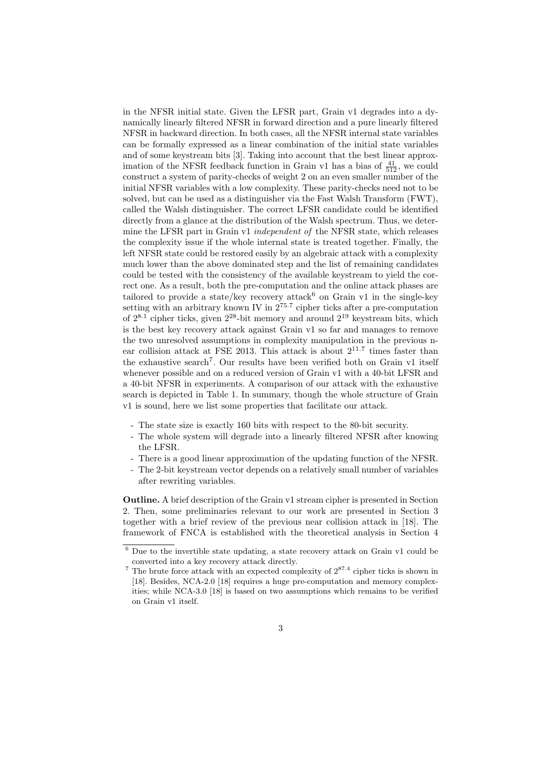in the NFSR initial state. Given the LFSR part, Grain v1 degrades into a dynamically linearly filtered NFSR in forward direction and a pure linearly filtered NFSR in backward direction. In both cases, all the NFSR internal state variables can be formally expressed as a linear combination of the initial state variables and of some keystream bits [3]. Taking into account that the best linear approximation of the NFSR feedback function in Grain v1 has a bias of $\frac{41}{512}$, we could construct a system of parity-checks of weight 2 on an even smaller number of the initial NFSR variables with a low complexity. These parity-checks need not to be solved, but can be used as a distinguisher via the Fast Walsh Transform (FWT), called the Walsh distinguisher. The correct LFSR candidate could be identified directly from a glance at the distribution of the Walsh spectrum. Thus, we determine the LFSR part in Grain v1 *independent of* the NFSR state, which releases the complexity issue if the whole internal state is treated together. Finally, the left NFSR state could be restored easily by an algebraic attack with a complexity much lower than the above dominated step and the list of remaining candidates could be tested with the consistency of the available keystream to yield the correct one. As a result, both the pre-computation and the online attack phases are tailored to provide a state/key recovery attack[6] on Grain v1 in the single-key setting with an arbitrary known IV in $2^{75.7}$ cipher ticks after a pre-computation of $2^{8.1}$ cipher ticks, given $2^{28}$-bit memory and around $2^{19}$ keystream bits, which is the best key recovery attack against Grain v1 so far and manages to remove the two unresolved assumptions in complexity manipulation in the previous near collision attack at FSE 2013. This attack is about $2^{11.7}$ times faster than the exhaustive search[7]. Our results have been verified both on Grain v1 itself whenever possible and on a reduced version of Grain v1 with a 40-bit LFSR and a 40-bit NFSR in experiments. A comparison of our attack with the exhaustive search is depicted in Table 1. In summary, though the whole structure of Grain v1 is sound, here we list some properties that facilitate our attack.

- The state size is exactly 160 bits with respect to the 80-bit security.
- The whole system will degrade into a linearly filtered NFSR after knowing the LFSR.
- There is a good linear approximation of the updating function of the NFSR.
- The 2-bit keystream vector depends on a relatively small number of variables after rewriting variables.

**Outline.** A brief description of the Grain v1 stream cipher is presented in Section 2. Then, some preliminaries relevant to our work are presented in Section 3 together with a brief review of the previous near collision attack in [18]. The framework of FNCA is established with the theoretical analysis in Section 4

[6] Due to the invertible state updating, a state recovery attack on Grain v1 could be converted into a key recovery attack directly.

[7] The brute force attack with an expected complexity of $2^{87.4}$ cipher ticks is shown in [18]. Besides, NCA-2.0 [18] requires a huge pre-computation and memory complexities; while NCA-3.0 [18] is based on two assumptions which remains to be verified on Grain v1 itself.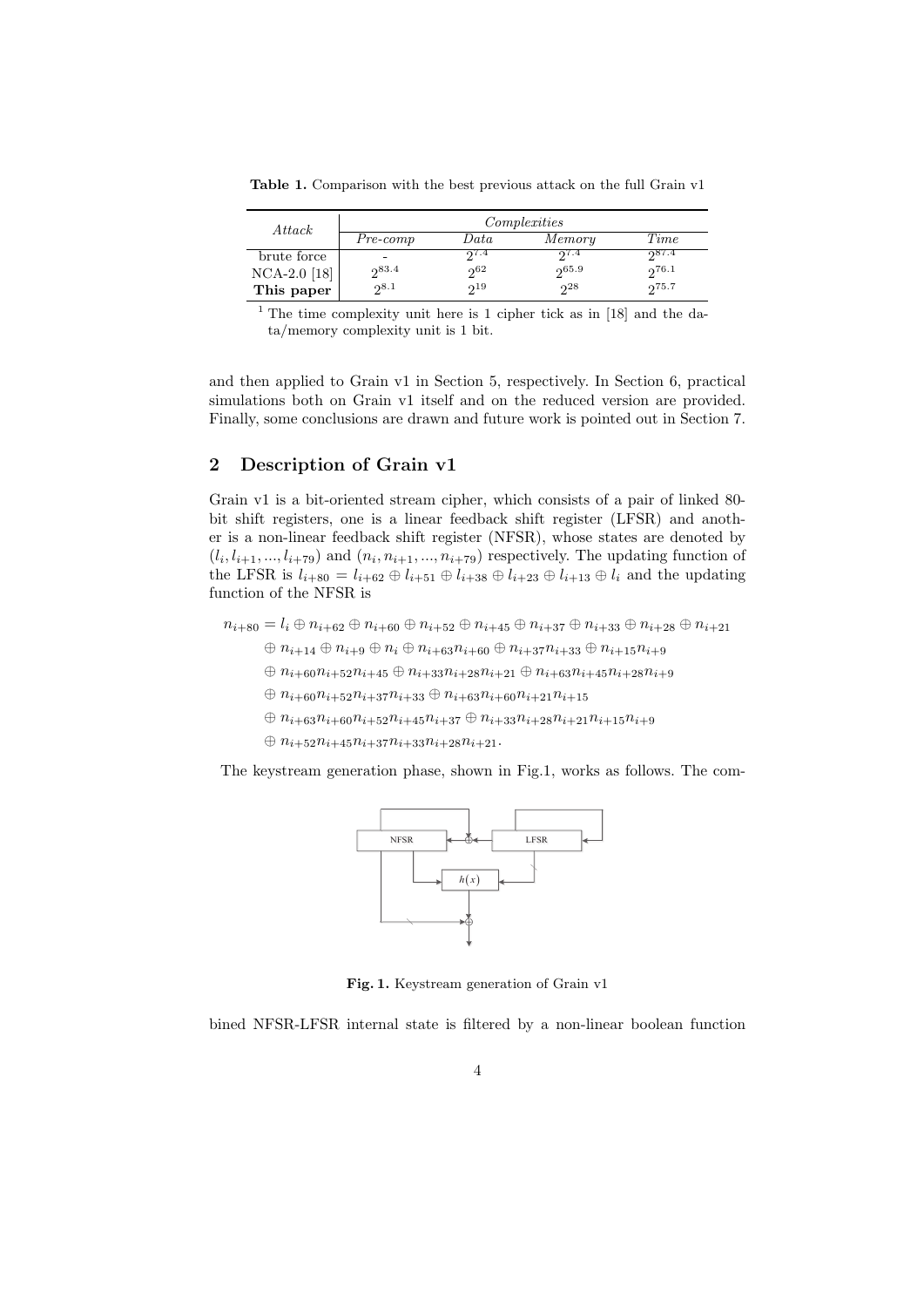**Table 1.** Comparison with the best previous attack on the full Grain v1

| *Attack* | *Complexities* | | | |
|---|---|---|---|---|
| | *Pre-comp* | *Data* | *Memory* | *Time* |
| brute force | - | $2^{7.4}$ | $2^{7.4}$ | $2^{87.4}$ |
| NCA-2.0 [18] | $2^{83.4}$ | $2^{62}$ | $2^{65.9}$ | $2^{76.1}$ |
| **This paper** | $2^{8.1}$ | $2^{19}$ | $2^{28}$ | $2^{75.7}$ |

[1] The time complexity unit here is 1 cipher tick as in [18] and the data/memory complexity unit is 1 bit.

and then applied to Grain v1 in Section 5, respectively. In Section 6, practical simulations both on Grain v1 itself and on the reduced version are provided. Finally, some conclusions are drawn and future work is pointed out in Section 7.

## 2 Description of Grain v1

Grain v1 is a bit-oriented stream cipher, which consists of a pair of linked 80-bit shift registers, one is a linear feedback shift register (LFSR) and another is a non-linear feedback shift register (NFSR), whose states are denoted by $(l_i, l_{i+1}, ..., l_{i+79})$ and $(n_i, n_{i+1}, ..., n_{i+79})$ respectively. The updating function of the LFSR is $l_{i+80} = l_{i+62} \oplus l_{i+51} \oplus l_{i+38} \oplus l_{i+23} \oplus l_{i+13} \oplus l_i$ and the updating function of the NFSR is

$$
\begin{aligned}
n_{i+80} = \; & l_i \oplus n_{i+62} \oplus n_{i+60} \oplus n_{i+52} \oplus n_{i+45} \oplus n_{i+37} \oplus n_{i+33} \oplus n_{i+28} \oplus n_{i+21} \\
& \oplus n_{i+14} \oplus n_{i+9} \oplus n_i \oplus n_{i+63}n_{i+60} \oplus n_{i+37}n_{i+33} \oplus n_{i+15}n_{i+9} \\
& \oplus n_{i+60}n_{i+52}n_{i+45} \oplus n_{i+33}n_{i+28}n_{i+21} \oplus n_{i+63}n_{i+45}n_{i+28}n_{i+9} \\
& \oplus n_{i+60}n_{i+52}n_{i+37}n_{i+33} \oplus n_{i+63}n_{i+60}n_{i+21}n_{i+15} \\
& \oplus n_{i+63}n_{i+60}n_{i+52}n_{i+45}n_{i+37} \oplus n_{i+33}n_{i+28}n_{i+21}n_{i+15}n_{i+9} \\
& \oplus n_{i+52}n_{i+45}n_{i+37}n_{i+33}n_{i+28}n_{i+21}.
\end{aligned}
$$

The keystream generation phase, shown in Fig.1, works as follows. The combined NFSR-LFSR internal state is filtered by a non-linear boolean function

NFSR

LFSR

$h(x)$

**Fig. 1.** Keystream generation of Grain v1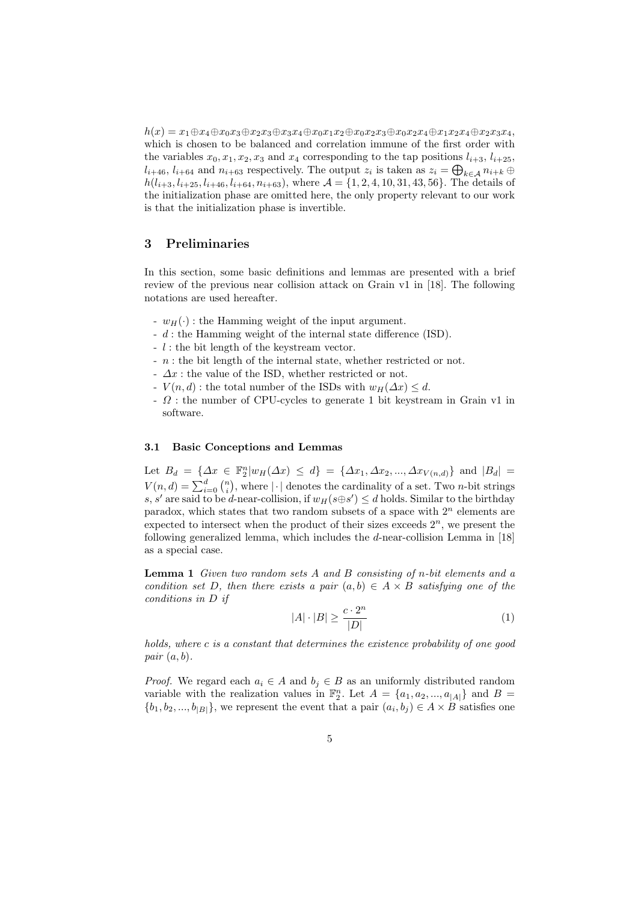$h(x) = x_1 \oplus x_4 \oplus x_0x_3 \oplus x_2x_3 \oplus x_3x_4 \oplus x_0x_1x_2 \oplus x_0x_2x_3 \oplus x_0x_2x_4 \oplus x_1x_2x_4 \oplus x_2x_3x_4$, which is chosen to be balanced and correlation immune of the first order with the variables $x_0, x_1, x_2, x_3$ and $x_4$ corresponding to the tap positions $l_{i+3}$, $l_{i+25}$, $l_{i+46}$, $l_{i+64}$ and $n_{i+63}$ respectively. The output $z_i$ is taken as $z_i = \bigoplus_{k \in \mathcal{A}} n_{i+k} \oplus h(l_{i+3}, l_{i+25}, l_{i+46}, l_{i+64}, n_{i+63})$, where $\mathcal{A} = \{1, 2, 4, 10, 31, 43, 56\}$. The details of the initialization phase are omitted here, the only property relevant to our work is that the initialization phase is invertible.

## 3 Preliminaries

In this section, some basic definitions and lemmas are presented with a brief review of the previous near collision attack on Grain v1 in [18]. The following notations are used hereafter.

- $w_H(\cdot)$ : the Hamming weight of the input argument.
- $d$ : the Hamming weight of the internal state difference (ISD).
- $l$ : the bit length of the keystream vector.
- $n$ : the bit length of the internal state, whether restricted or not.
- $\Delta x$ : the value of the ISD, whether restricted or not.
- $V(n, d)$ : the total number of the ISDs with $w_H(\Delta x) \leq d$.
- $\Omega$ : the number of CPU-cycles to generate 1 bit keystream in Grain v1 in software.

### 3.1 Basic Conceptions and Lemmas

Let $B_d = \{\Delta x \in \mathbb{F}_2^n | w_H(\Delta x) \leq d\} = \{\Delta x_1, \Delta x_2, ..., \Delta x_{V(n,d)}\}$ and $|B_d| = V(n, d) = \sum_{i=0}^{d} \binom{n}{i}$, where $|\cdot|$ denotes the cardinality of a set. Two $n$-bit strings $s, s'$ are said to be $d$-near-collision, if $w_H(s \oplus s') \leq d$ holds. Similar to the birthday paradox, which states that two random subsets of a space with $2^n$ elements are expected to intersect when the product of their sizes exceeds $2^n$, we present the following generalized lemma, which includes the $d$-near-collision Lemma in [18] as a special case.

**Lemma 1** *Given two random sets $A$ and $B$ consisting of $n$-bit elements and a condition set $D$, then there exists a pair $(a, b) \in A \times B$ satisfying one of the conditions in $D$ if*

$$|A| \cdot |B| \geq \frac{c \cdot 2^n}{|D|} \tag{1}$$

*holds, where $c$ is a constant that determines the existence probability of one good pair $(a, b)$.*

*Proof.* We regard each $a_i \in A$ and $b_j \in B$ as an uniformly distributed random variable with the realization values in $\mathbb{F}_2^n$. Let $A = \{a_1, a_2, ..., a_{|A|}\}$ and $B = \{b_1, b_2, ..., b_{|B|}\}$, we represent the event that a pair $(a_i, b_j) \in A \times B$ satisfies one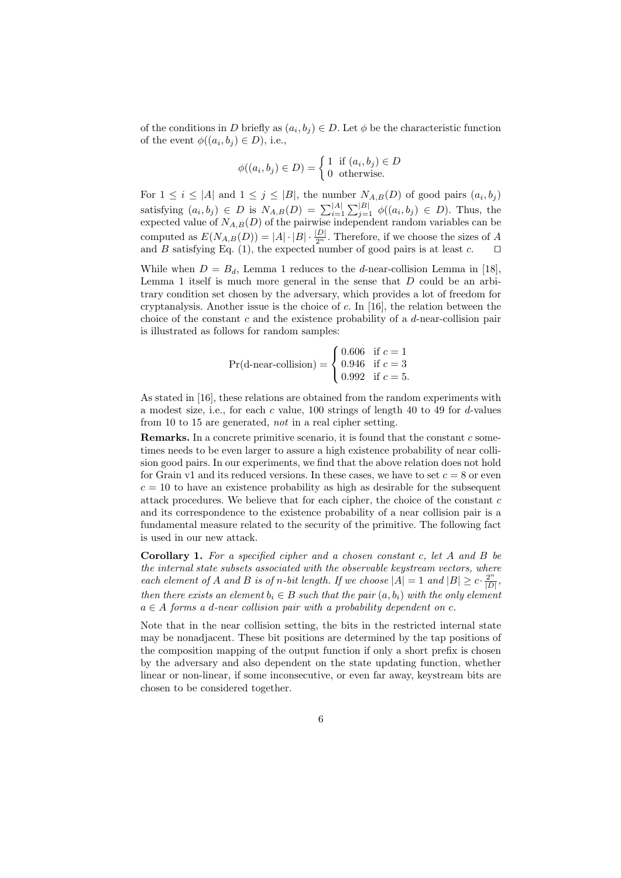of the conditions in $D$ briefly as $(a_i, b_j) \in D$. Let $\phi$ be the characteristic function of the event $\phi((a_i, b_j) \in D)$, i.e.,

$$\phi((a_i, b_j) \in D) = \begin{cases} 1 & \text{if } (a_i, b_j) \in D \\ 0 & \text{otherwise.} \end{cases}$$

For $1 \leq i \leq |A|$ and $1 \leq j \leq |B|$, the number $N_{A,B}(D)$ of good pairs $(a_i, b_j)$ satisfying $(a_i, b_j) \in D$ is $N_{A,B}(D) = \sum_{i=1}^{|A|} \sum_{j=1}^{|B|} \phi((a_i, b_j) \in D)$. Thus, the expected value of $N_{A,B}(D)$ of the pairwise independent random variables can be computed as $E(N_{A,B}(D)) = |A| \cdot |B| \cdot \frac{|D|}{2^n}$. Therefore, if we choose the sizes of $A$ and $B$ satisfying Eq. (1), the expected number of good pairs is at least $c$. $\square$

While when $D = B_d$, Lemma 1 reduces to the $d$-near-collision Lemma in [18], Lemma 1 itself is much more general in the sense that $D$ could be an arbitrary condition set chosen by the adversary, which provides a lot of freedom for cryptanalysis. Another issue is the choice of $c$. In [16], the relation between the choice of the constant $c$ and the existence probability of a $d$-near-collision pair is illustrated as follows for random samples:

$$\Pr(\text{d-near-collision}) = \begin{cases} 0.606 & \text{if } c = 1 \\ 0.946 & \text{if } c = 3 \\ 0.992 & \text{if } c = 5. \end{cases}$$

As stated in [16], these relations are obtained from the random experiments with a modest size, i.e., for each $c$ value, 100 strings of length 40 to 49 for $d$-values from 10 to 15 are generated, *not* in a real cipher setting.

**Remarks.** In a concrete primitive scenario, it is found that the constant $c$ sometimes needs to be even larger to assure a high existence probability of near collision good pairs. In our experiments, we find that the above relation does not hold for Grain v1 and its reduced versions. In these cases, we have to set $c = 8$ or even $c = 10$ to have an existence probability as high as desirable for the subsequent attack procedures. We believe that for each cipher, the choice of the constant $c$ and its correspondence to the existence probability of a near collision pair is a fundamental measure related to the security of the primitive. The following fact is used in our new attack.

**Corollary 1.** *For a specified cipher and a chosen constant $c$, let $A$ and $B$ be the internal state subsets associated with the observable keystream vectors, where each element of $A$ and $B$ is of $n$-bit length. If we choose $|A| = 1$ and $|B| \geq c \cdot \frac{2^n}{|D|}$, then there exists an element $b_i \in B$ such that the pair $(a, b_i)$ with the only element $a \in A$ forms a $d$-near collision pair with a probability dependent on $c$.*

Note that in the near collision setting, the bits in the restricted internal state may be nonadjacent. These bit positions are determined by the tap positions of the composition mapping of the output function if only a short prefix is chosen by the adversary and also dependent on the state updating function, whether linear or non-linear, if some inconsecutive, or even far away, keystream bits are chosen to be considered together.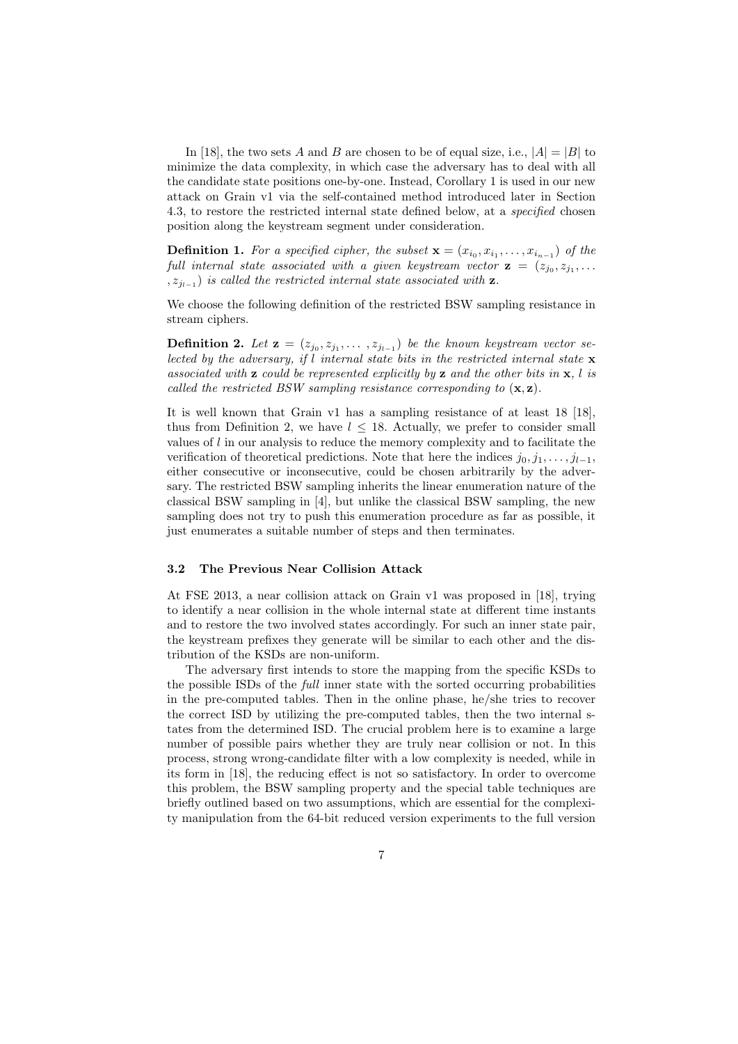In [18], the two sets $A$ and $B$ are chosen to be of equal size, i.e., $|A| = |B|$ to minimize the data complexity, in which case the adversary has to deal with all the candidate state positions one-by-one. Instead, Corollary 1 is used in our new attack on Grain v1 via the self-contained method introduced later in Section 4.3, to restore the restricted internal state defined below, at a *specified* chosen position along the keystream segment under consideration.

**Definition 1.** *For a specified cipher, the subset* $\mathbf{x} = (x_{i_0}, x_{i_1}, \ldots, x_{i_{n-1}})$ *of the full internal state associated with a given keystream vector* $\mathbf{z} = (z_{j_0}, z_{j_1}, \ldots, z_{j_{l-1}})$ *is called the restricted internal state associated with* $\mathbf{z}$.

We choose the following definition of the restricted BSW sampling resistance in stream ciphers.

**Definition 2.** *Let* $\mathbf{z} = (z_{j_0}, z_{j_1}, \ldots, z_{j_{l-1}})$ *be the known keystream vector selected by the adversary, if* $l$ *internal state bits in the restricted internal state* $\mathbf{x}$ *associated with* $\mathbf{z}$ *could be represented explicitly by* $\mathbf{z}$ *and the other bits in* $\mathbf{x}$*,* $l$ *is called the restricted BSW sampling resistance corresponding to* $(\mathbf{x}, \mathbf{z})$.

It is well known that Grain v1 has a sampling resistance of at least 18 [18], thus from Definition 2, we have $l \leq 18$. Actually, we prefer to consider small values of $l$ in our analysis to reduce the memory complexity and to facilitate the verification of theoretical predictions. Note that here the indices $j_0, j_1, \ldots, j_{l-1}$, either consecutive or inconsecutive, could be chosen arbitrarily by the adversary. The restricted BSW sampling inherits the linear enumeration nature of the classical BSW sampling in [4], but unlike the classical BSW sampling, the new sampling does not try to push this enumeration procedure as far as possible, it just enumerates a suitable number of steps and then terminates.

### 3.2 The Previous Near Collision Attack

At FSE 2013, a near collision attack on Grain v1 was proposed in [18], trying to identify a near collision in the whole internal state at different time instants and to restore the two involved states accordingly. For such an inner state pair, the keystream prefixes they generate will be similar to each other and the distribution of the KSDs are non-uniform.

The adversary first intends to store the mapping from the specific KSDs to the possible ISDs of the *full* inner state with the sorted occurring probabilities in the pre-computed tables. Then in the online phase, he/she tries to recover the correct ISD by utilizing the pre-computed tables, then the two internal states from the determined ISD. The crucial problem here is to examine a large number of possible pairs whether they are truly near collision or not. In this process, strong wrong-candidate filter with a low complexity is needed, while in its form in [18], the reducing effect is not so satisfactory. In order to overcome this problem, the BSW sampling property and the special table techniques are briefly outlined based on two assumptions, which are essential for the complexity manipulation from the 64-bit reduced version experiments to the full version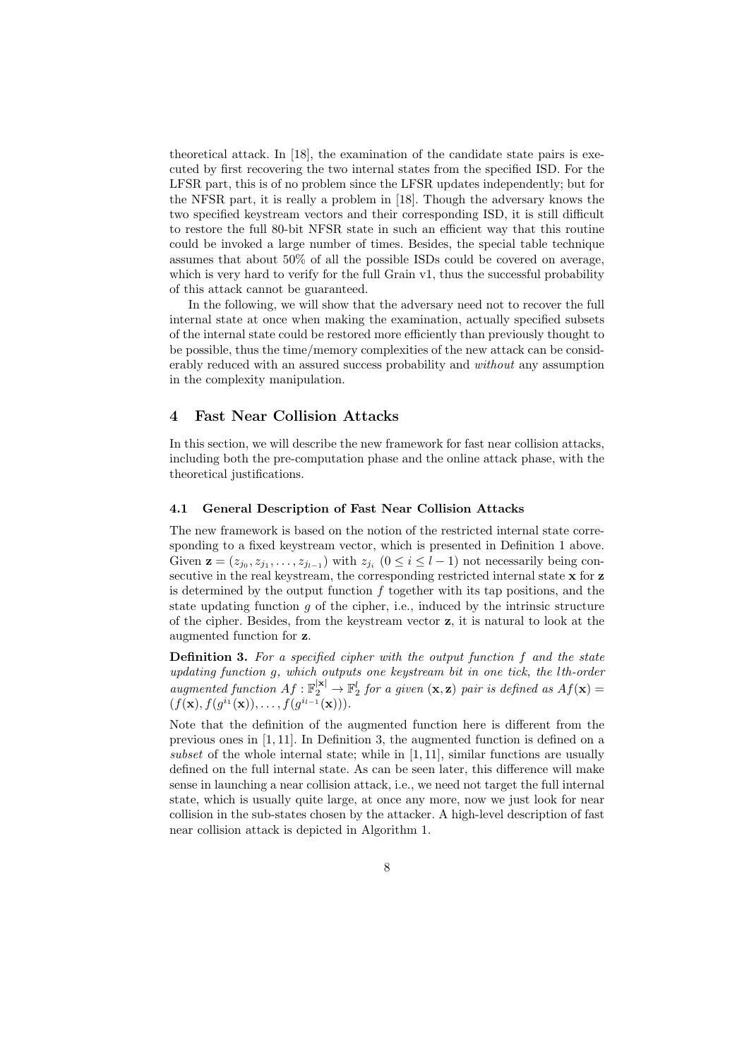theoretical attack. In [18], the examination of the candidate state pairs is executed by first recovering the two internal states from the specified ISD. For the LFSR part, this is of no problem since the LFSR updates independently; but for the NFSR part, it is really a problem in [18]. Though the adversary knows the two specified keystream vectors and their corresponding ISD, it is still difficult to restore the full 80-bit NFSR state in such an efficient way that this routine could be invoked a large number of times. Besides, the special table technique assumes that about 50% of all the possible ISDs could be covered on average, which is very hard to verify for the full Grain v1, thus the successful probability of this attack cannot be guaranteed.

In the following, we will show that the adversary need not to recover the full internal state at once when making the examination, actually specified subsets of the internal state could be restored more efficiently than previously thought to be possible, thus the time/memory complexities of the new attack can be considerably reduced with an assured success probability and *without* any assumption in the complexity manipulation.

## 4 Fast Near Collision Attacks

In this section, we will describe the new framework for fast near collision attacks, including both the pre-computation phase and the online attack phase, with the theoretical justifications.

### 4.1 General Description of Fast Near Collision Attacks

The new framework is based on the notion of the restricted internal state corresponding to a fixed keystream vector, which is presented in Definition 1 above. Given $\mathbf{z} = (z_{j_0}, z_{j_1}, \ldots, z_{j_{l-1}})$ with $z_{j_i}$ $(0 \leq i \leq l-1)$ not necessarily being consecutive in the real keystream, the corresponding restricted internal state $\mathbf{x}$ for $\mathbf{z}$ is determined by the output function $f$ together with its tap positions, and the state updating function $g$ of the cipher, i.e., induced by the intrinsic structure of the cipher. Besides, from the keystream vector $\mathbf{z}$, it is natural to look at the augmented function for $\mathbf{z}$.

**Definition 3.** *For a specified cipher with the output function $f$ and the state updating function $g$, which outputs one keystream bit in one tick, the $l$th-order augmented function $Af : \mathbb{F}_2^{|\mathbf{x}|} \to \mathbb{F}_2^l$ for a given $(\mathbf{x}, \mathbf{z})$ pair is defined as $Af(\mathbf{x}) = (f(\mathbf{x}), f(g^{i_1}(\mathbf{x})), \ldots, f(g^{i_{l-1}}(\mathbf{x})))$.*

Note that the definition of the augmented function here is different from the previous ones in [1, 11]. In Definition 3, the augmented function is defined on a *subset* of the whole internal state; while in [1, 11], similar functions are usually defined on the full internal state. As can be seen later, this difference will make sense in launching a near collision attack, i.e., we need not target the full internal state, which is usually quite large, at once any more, now we just look for near collision in the sub-states chosen by the attacker. A high-level description of fast near collision attack is depicted in Algorithm 1.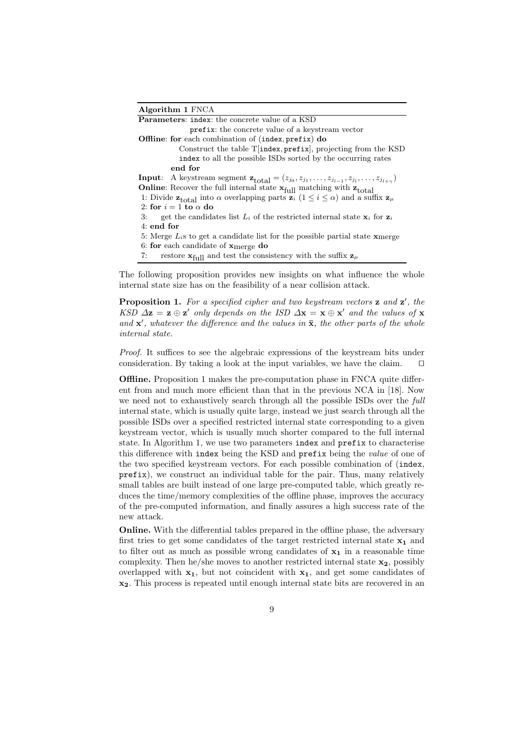**Algorithm 1** FNCA

**Parameters**: `index`: the concrete value of a KSD
`prefix`: the concrete value of a keystream vector

**Offline**: **for** each combination of (`index`, `prefix`) **do**
Construct the table T[`index`, `prefix`], projecting from the KSD `index` to all the possible ISDs sorted by the occurring rates
**end for**

**Input**: A keystream segment $\mathbf{z}_{\text{total}} = (z_{j_0}, z_{j_1}, \ldots, z_{j_{l-1}}, z_{j_l}, \ldots, z_{j_{l+\gamma}})$

**Online**: Recover the full internal state $\mathbf{x}_{\text{full}}$ matching with $\mathbf{z}_{\text{total}}$

1: Divide $\mathbf{z}_{\text{total}}$ into $\alpha$ overlapping parts $\mathbf{z}_i$ $(1 \leq i \leq \alpha)$ and a suffix $\mathbf{z}_\mu$
2: **for** $i = 1$ **to** $\alpha$ **do**
3: get the candidates list $L_i$ of the restricted internal state $\mathbf{x}_i$ for $\mathbf{z}_i$
4: **end for**
5: Merge $L_i$s to get a candidate list for the possible partial state $\mathbf{x}_{\text{merge}}$
6: **for** each candidate of $\mathbf{x}_{\text{merge}}$ **do**
7: restore $\mathbf{x}_{\text{full}}$ and test the consistency with the suffix $\mathbf{z}_\mu$

The following proposition provides new insights on what influence the whole internal state size has on the feasibility of a near collision attack.

**Proposition 1.** *For a specified cipher and two keystream vectors* $\mathbf{z}$ *and* $\mathbf{z}'$*, the KSD* $\Delta\mathbf{z} = \mathbf{z} \oplus \mathbf{z}'$ *only depends on the ISD* $\Delta\mathbf{x} = \mathbf{x} \oplus \mathbf{x}'$ *and the values of* $\mathbf{x}$ *and* $\mathbf{x}'$*, whatever the difference and the values in* $\bar{\mathbf{x}}$*, the other parts of the whole internal state.*

*Proof.* It suffices to see the algebraic expressions of the keystream bits under consideration. By taking a look at the input variables, we have the claim. ⊓⊔

**Offline.** Proposition 1 makes the pre-computation phase in FNCA quite different from and much more efficient than that in the previous NCA in [18]. Now we need not to exhaustively search through all the possible ISDs over the *full* internal state, which is usually quite large, instead we just search through all the possible ISDs over a specified restricted internal state corresponding to a given keystream vector, which is usually much shorter compared to the full internal state. In Algorithm 1, we use two parameters `index` and `prefix` to characterise this difference with `index` being the KSD and `prefix` being the *value* of one of the two specified keystream vectors. For each possible combination of (`index`, `prefix`), we construct an individual table for the pair. Thus, many relatively small tables are built instead of one large pre-computed table, which greatly reduces the time/memory complexities of the offline phase, improves the accuracy of the pre-computed information, and finally assures a high success rate of the new attack.

**Online.** With the differential tables prepared in the offline phase, the adversary first tries to get some candidates of the target restricted internal state $\mathbf{x_1}$ and to filter out as much as possible wrong candidates of $\mathbf{x_1}$ in a reasonable time complexity. Then he/she moves to another restricted internal state $\mathbf{x_2}$, possibly overlapped with $\mathbf{x_1}$, but not coincident with $\mathbf{x_1}$, and get some candidates of $\mathbf{x_2}$. This process is repeated until enough internal state bits are recovered in an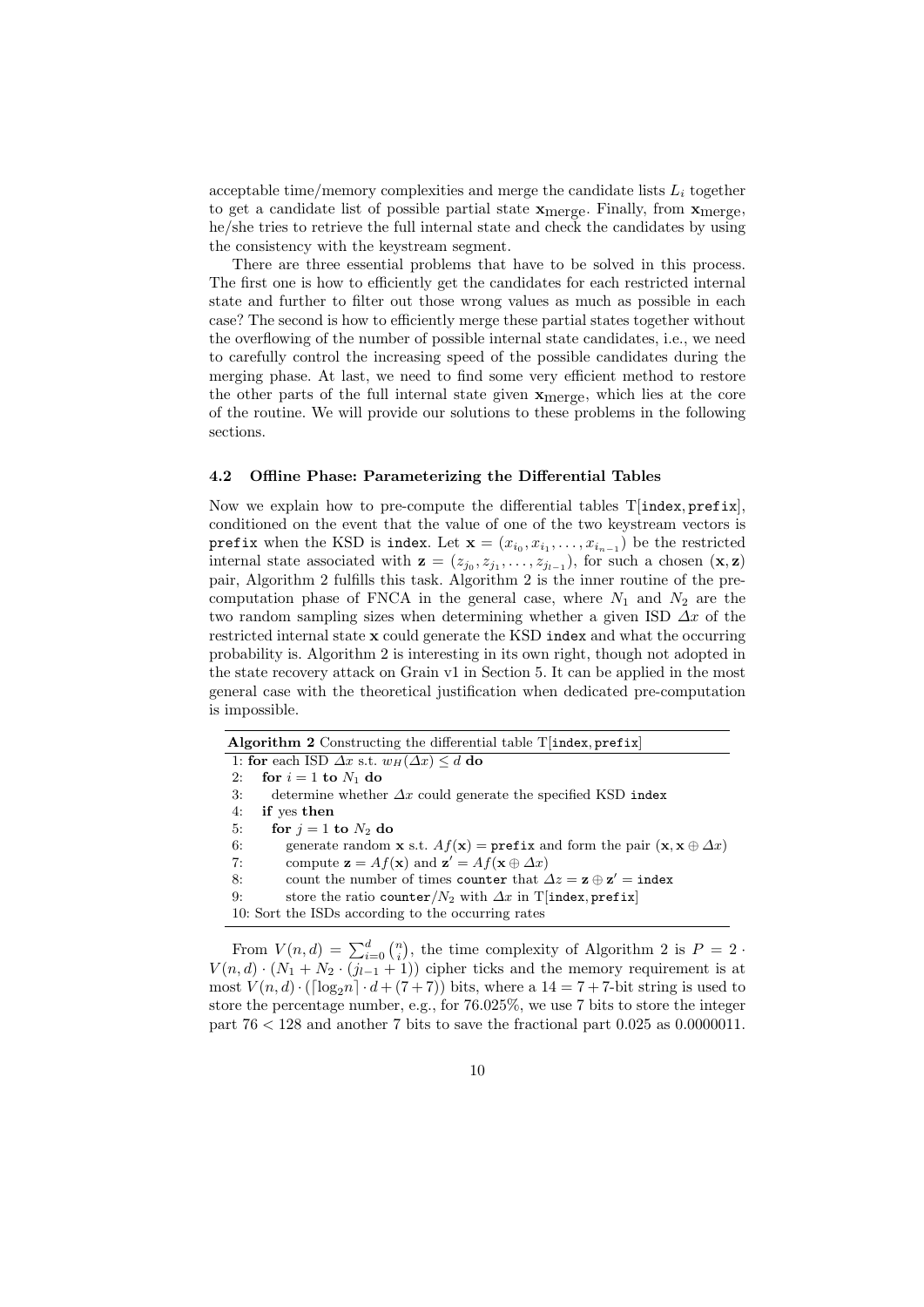acceptable time/memory complexities and merge the candidate lists $L_i$ together to get a candidate list of possible partial state $\mathbf{x}_{\text{merge}}$. Finally, from $\mathbf{x}_{\text{merge}}$, he/she tries to retrieve the full internal state and check the candidates by using the consistency with the keystream segment.

There are three essential problems that have to be solved in this process. The first one is how to efficiently get the candidates for each restricted internal state and further to filter out those wrong values as much as possible in each case? The second is how to efficiently merge these partial states together without the overflowing of the number of possible internal state candidates, i.e., we need to carefully control the increasing speed of the possible candidates during the merging phase. At last, we need to find some very efficient method to restore the other parts of the full internal state given $\mathbf{x}_{\text{merge}}$, which lies at the core of the routine. We will provide our solutions to these problems in the following sections.

### 4.2 Offline Phase: Parameterizing the Differential Tables

Now we explain how to pre-compute the differential tables T[index, prefix], conditioned on the event that the value of one of the two keystream vectors is prefix when the KSD is index. Let $\mathbf{x} = (x_{i_0}, x_{i_1}, \ldots, x_{i_{n-1}})$ be the restricted internal state associated with $\mathbf{z} = (z_{j_0}, z_{j_1}, \ldots, z_{j_{l-1}})$, for such a chosen $(\mathbf{x}, \mathbf{z})$ pair, Algorithm 2 fulfills this task. Algorithm 2 is the inner routine of the pre-computation phase of FNCA in the general case, where $N_1$ and $N_2$ are the two random sampling sizes when determining whether a given ISD $\Delta x$ of the restricted internal state $\mathbf{x}$ could generate the KSD index and what the occurring probability is. Algorithm 2 is interesting in its own right, though not adopted in the state recovery attack on Grain v1 in Section 5. It can be applied in the most general case with the theoretical justification when dedicated pre-computation is impossible.

**Algorithm 2** Constructing the differential table T[index, prefix]

```
1: for each ISD Δx s.t. w_H(Δx) ≤ d do
2:   for i = 1 to N_1 do
3:     determine whether Δx could generate the specified KSD index
4:   if yes then
5:     for j = 1 to N_2 do
6:       generate random x s.t. Af(x) = prefix and form the pair (x, x ⊕ Δx)
7:       compute z = Af(x) and z' = Af(x ⊕ Δx)
8:       count the number of times counter that Δz = z ⊕ z' = index
9:       store the ratio counter/N_2 with Δx in T[index, prefix]
10: Sort the ISDs according to the occurring rates
```

From $V(n, d) = \sum_{i=0}^{d} \binom{n}{i}$, the time complexity of Algorithm 2 is $P = 2 \cdot V(n, d) \cdot (N_1 + N_2 \cdot (j_{l-1} + 1))$ cipher ticks and the memory requirement is at most $V(n, d) \cdot (\lceil \log_2 n \rceil \cdot d + (7 + 7))$ bits, where a $14 = 7 + 7$-bit string is used to store the percentage number, e.g., for 76.025%, we use 7 bits to store the integer part $76 < 128$ and another 7 bits to save the fractional part 0.025 as 0.0000011.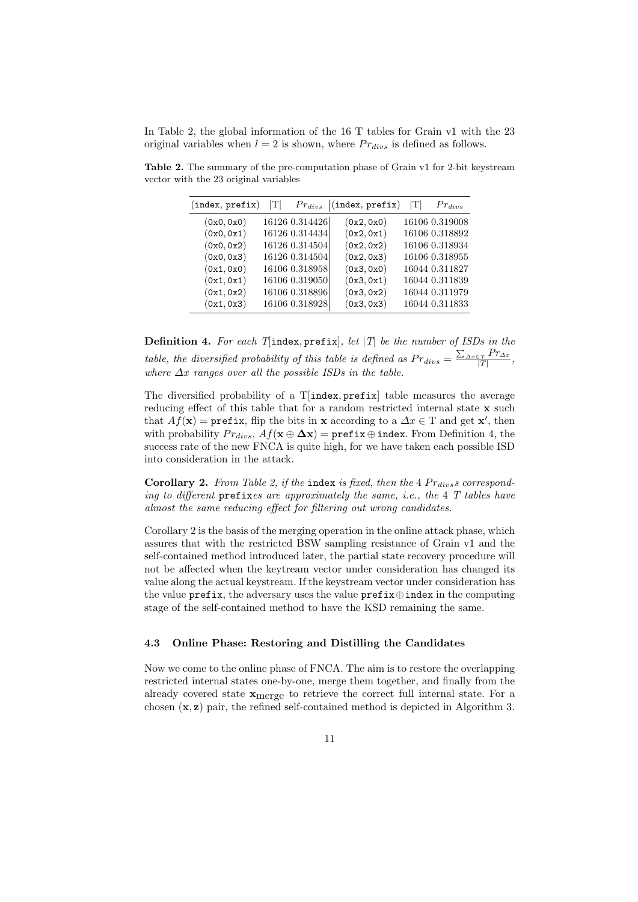In Table 2, the global information of the 16 T tables for Grain v1 with the 23 original variables when $l = 2$ is shown, where $Pr_{divs}$ is defined as follows.

**Table 2.** The summary of the pre-computation phase of Grain v1 for 2-bit keystream vector with the 23 original variables

| (index, prefix) | \|T\| | $Pr_{divs}$ | (index, prefix) | \|T\| | $Pr_{divs}$ |
|---|---|---|---|---|---|
| (0x0, 0x0) | 16126 | 0.314426 | (0x2, 0x0) | 16106 | 0.319008 |
| (0x0, 0x1) | 16126 | 0.314434 | (0x2, 0x1) | 16106 | 0.318892 |
| (0x0, 0x2) | 16126 | 0.314504 | (0x2, 0x2) | 16106 | 0.318934 |
| (0x0, 0x3) | 16126 | 0.314504 | (0x2, 0x3) | 16106 | 0.318955 |
| (0x1, 0x0) | 16106 | 0.318958 | (0x3, 0x0) | 16044 | 0.311827 |
| (0x1, 0x1) | 16106 | 0.319050 | (0x3, 0x1) | 16044 | 0.311839 |
| (0x1, 0x2) | 16106 | 0.318896 | (0x3, 0x2) | 16044 | 0.311979 |
| (0x1, 0x3) | 16106 | 0.318928 | (0x3, 0x3) | 16044 | 0.311833 |

**Definition 4.** *For each T[index, prefix], let $|T|$ be the number of ISDs in the table, the diversified probability of this table is defined as $Pr_{divs} = \frac{\sum_{\Delta x \in T} Pr_{\Delta x}}{|T|}$, where $\Delta x$ ranges over all the possible ISDs in the table.*

The diversified probability of a T[index, prefix] table measures the average reducing effect of this table that for a random restricted internal state $\mathbf{x}$ such that $Af(\mathbf{x}) = \texttt{prefix}$, flip the bits in $\mathbf{x}$ according to a $\Delta x \in$ T and get $\mathbf{x}'$, then with probability $Pr_{divs}$, $Af(\mathbf{x} \oplus \mathbf{\Delta x}) = \texttt{prefix} \oplus \texttt{index}$. From Definition 4, the success rate of the new FNCA is quite high, for we have taken each possible ISD into consideration in the attack.

**Corollary 2.** *From Table 2, if the* index *is fixed, then the 4 $Pr_{divs}$s corresponding to different* prefix*es are approximately the same, i.e., the 4 T tables have almost the same reducing effect for filtering out wrong candidates.*

Corollary 2 is the basis of the merging operation in the online attack phase, which assures that with the restricted BSW sampling resistance of Grain v1 and the self-contained method introduced later, the partial state recovery procedure will not be affected when the keytream vector under consideration has changed its value along the actual keystream. If the keystream vector under consideration has the value prefix, the adversary uses the value prefix$\oplus$index in the computing stage of the self-contained method to have the KSD remaining the same.

### 4.3 Online Phase: Restoring and Distilling the Candidates

Now we come to the online phase of FNCA. The aim is to restore the overlapping restricted internal states one-by-one, merge them together, and finally from the already covered state $\mathbf{x}_{\text{merge}}$ to retrieve the correct full internal state. For a chosen $(\mathbf{x}, \mathbf{z})$ pair, the refined self-contained method is depicted in Algorithm 3.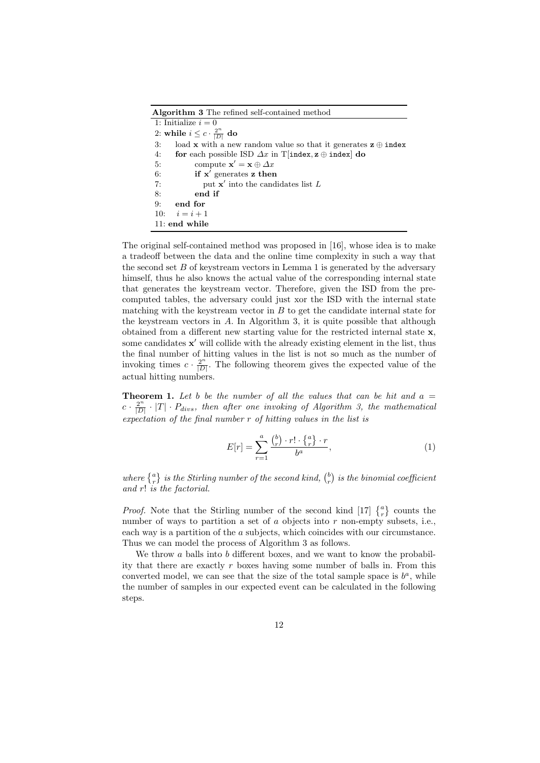**Algorithm 3** The refined self-contained method

```
1: Initialize i = 0
2: while i ≤ c · 2^n/|D| do
3:     load x with a new random value so that it generates z ⊕ index
4:     for each possible ISD Δx in T[index, z ⊕ index] do
5:         compute x' = x ⊕ Δx
6:         if x' generates z then
7:             put x' into the candidates list L
8:         end if
9:     end for
10:    i = i + 1
11: end while
```

The original self-contained method was proposed in [16], whose idea is to make a tradeoff between the data and the online time complexity in such a way that the second set $B$ of keystream vectors in Lemma 1 is generated by the adversary himself, thus he also knows the actual value of the corresponding internal state that generates the keystream vector. Therefore, given the ISD from the precomputed tables, the adversary could just xor the ISD with the internal state matching with the keystream vector in $B$ to get the candidate internal state for the keystream vectors in $A$. In Algorithm 3, it is quite possible that although obtained from a different new starting value for the restricted internal state $\mathbf{x}$, some candidates $\mathbf{x}'$ will collide with the already existing element in the list, thus the final number of hitting values in the list is not so much as the number of invoking times $c \cdot \frac{2^n}{|D|}$. The following theorem gives the expected value of the actual hitting numbers.

**Theorem 1.** *Let $b$ be the number of all the values that can be hit and $a = c \cdot \frac{2^n}{|D|} \cdot |T| \cdot P_{divs}$, then after one invoking of Algorithm 3, the mathematical expectation of the final number $r$ of hitting values in the list is*

$$E[r] = \sum_{r=1}^{a} \frac{\binom{b}{r} \cdot r! \cdot \left\{ {a \atop r} \right\} \cdot r}{b^a}, \tag{1}$$

*where $\left\{ {a \atop r} \right\}$ is the Stirling number of the second kind, $\binom{b}{r}$ is the binomial coefficient and $r!$ is the factorial.*

*Proof.* Note that the Stirling number of the second kind [17] $\left\{ {a \atop r} \right\}$ counts the number of ways to partition a set of $a$ objects into $r$ non-empty subsets, i.e., each way is a partition of the $a$ subjects, which coincides with our circumstance. Thus we can model the process of Algorithm 3 as follows.

We throw $a$ balls into $b$ different boxes, and we want to know the probability that there are exactly $r$ boxes having some number of balls in. From this converted model, we can see that the size of the total sample space is $b^a$, while the number of samples in our expected event can be calculated in the following steps.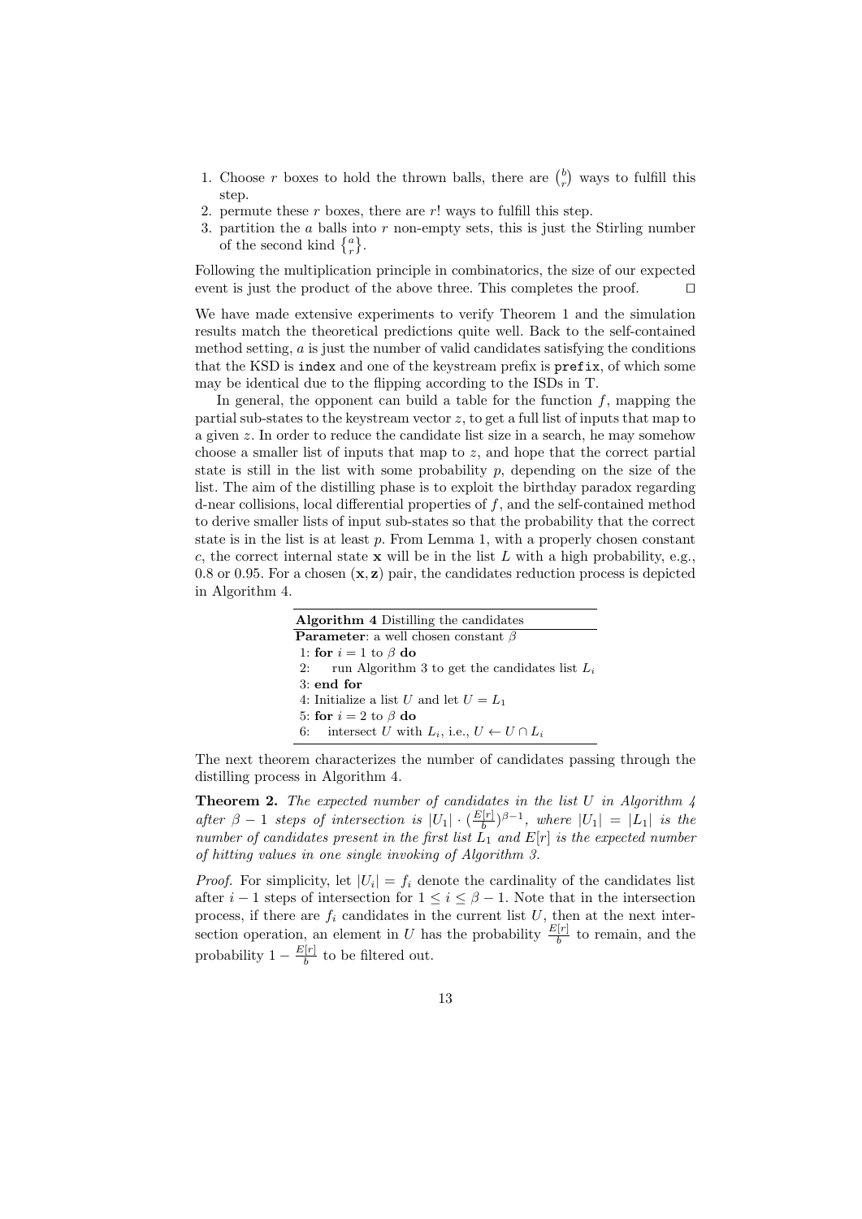1. Choose $r$ boxes to hold the thrown balls, there are $\binom{b}{r}$ ways to fulfill this step.
2. permute these $r$ boxes, there are $r!$ ways to fulfill this step.
3. partition the $a$ balls into $r$ non-empty sets, this is just the Stirling number of the second kind $\left\{ {a \atop r} \right\}$.

Following the multiplication principle in combinatorics, the size of our expected event is just the product of the above three. This completes the proof. □

We have made extensive experiments to verify Theorem 1 and the simulation results match the theoretical predictions quite well. Back to the self-contained method setting, $a$ is just the number of valid candidates satisfying the conditions that the KSD is `index` and one of the keystream prefix is `prefix`, of which some may be identical due to the flipping according to the ISDs in T.

In general, the opponent can build a table for the function $f$, mapping the partial sub-states to the keystream vector $z$, to get a full list of inputs that map to a given $z$. In order to reduce the candidate list size in a search, he may somehow choose a smaller list of inputs that map to $z$, and hope that the correct partial state is still in the list with some probability $p$, depending on the size of the list. The aim of the distilling phase is to exploit the birthday paradox regarding d-near collisions, local differential properties of $f$, and the self-contained method to derive smaller lists of input sub-states so that the probability that the correct state is in the list is at least $p$. From Lemma 1, with a properly chosen constant $c$, the correct internal state $\mathbf{x}$ will be in the list $L$ with a high probability, e.g., 0.8 or 0.95. For a chosen $(\mathbf{x}, \mathbf{z})$ pair, the candidates reduction process is depicted in Algorithm 4.

**Algorithm 4** Distilling the candidates

**Parameter**: a well chosen constant $\beta$

```
1: for i = 1 to β do
2:    run Algorithm 3 to get the candidates list L_i
3: end for
4: Initialize a list U and let U = L_1
5: for i = 2 to β do
6:    intersect U with L_i, i.e., U ← U ∩ L_i
```

The next theorem characterizes the number of candidates passing through the distilling process in Algorithm 4.

**Theorem 2.** *The expected number of candidates in the list $U$ in Algorithm 4 after $\beta - 1$ steps of intersection is $|U_1| \cdot (\frac{E[r]}{b})^{\beta-1}$, where $|U_1| = |L_1|$ is the number of candidates present in the first list $L_1$ and $E[r]$ is the expected number of hitting values in one single invoking of Algorithm 3.*

*Proof.* For simplicity, let $|U_i| = f_i$ denote the cardinality of the candidates list after $i - 1$ steps of intersection for $1 \leq i \leq \beta - 1$. Note that in the intersection process, if there are $f_i$ candidates in the current list $U$, then at the next intersection operation, an element in $U$ has the probability $\frac{E[r]}{b}$ to remain, and the probability $1 - \frac{E[r]}{b}$ to be filtered out.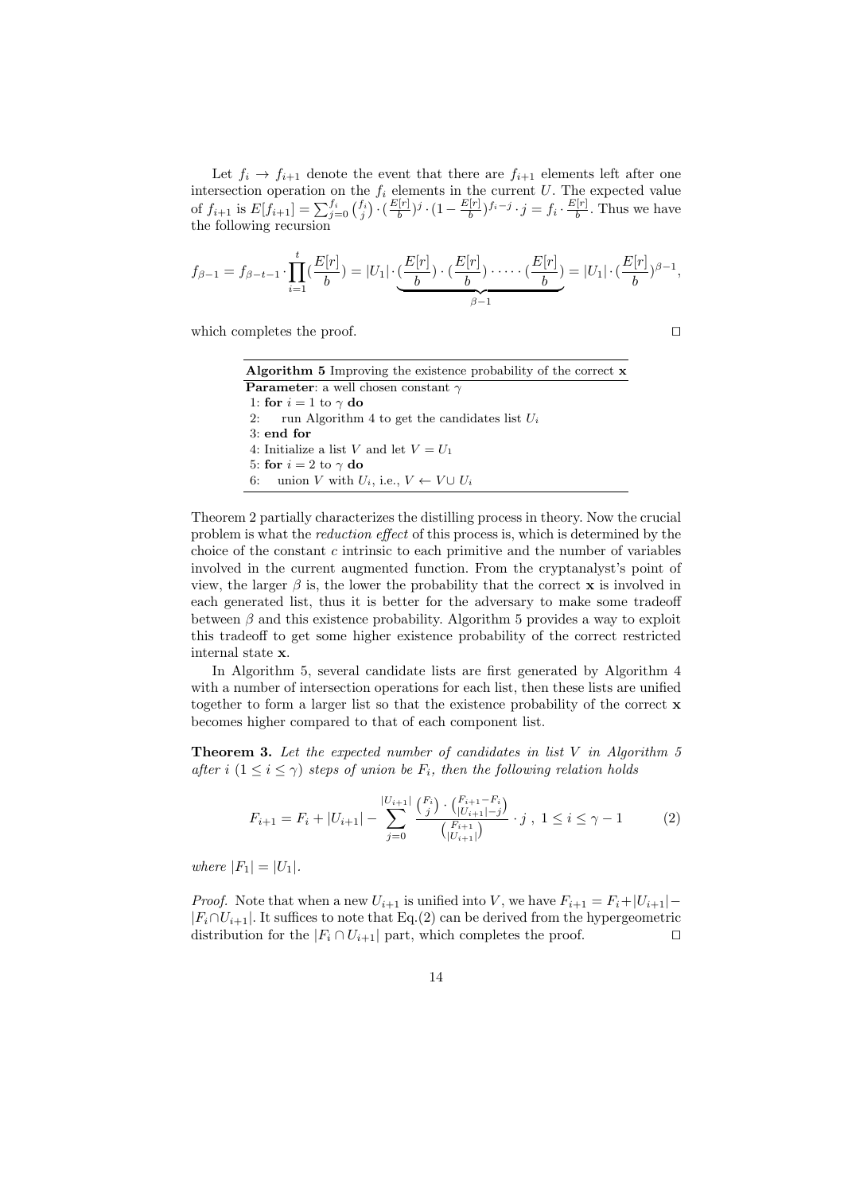Let $f_i \to f_{i+1}$ denote the event that there are $f_{i+1}$ elements left after one intersection operation on the $f_i$ elements in the current $U$. The expected value of $f_{i+1}$ is $E[f_{i+1}] = \sum_{j=0}^{f_i} \binom{f_i}{j} \cdot (\frac{E[r]}{b})^j \cdot (1 - \frac{E[r]}{b})^{f_i - j} \cdot j = f_i \cdot \frac{E[r]}{b}$. Thus we have the following recursion

$$f_{\beta-1} = f_{\beta-t-1} \cdot \prod_{i=1}^{t} (\frac{E[r]}{b}) = |U_1| \cdot \underbrace{(\frac{E[r]}{b}) \cdot (\frac{E[r]}{b}) \cdot \dots \cdot (\frac{E[r]}{b})}_{\beta-1} = |U_1| \cdot (\frac{E[r]}{b})^{\beta-1},$$

which completes the proof. □

---

**Algorithm 5** Improving the existence probability of the correct $\mathbf{x}$

**Parameter**: a well chosen constant $\gamma$

```
1: for i = 1 to γ do
2:     run Algorithm 4 to get the candidates list U_i
3: end for
4: Initialize a list V and let V = U_1
5: for i = 2 to γ do
6:     union V with U_i, i.e., V ← V ∪ U_i
```

---

Theorem 2 partially characterizes the distilling process in theory. Now the crucial problem is what the *reduction effect* of this process is, which is determined by the choice of the constant $c$ intrinsic to each primitive and the number of variables involved in the current augmented function. From the cryptanalyst's point of view, the larger $\beta$ is, the lower the probability that the correct $\mathbf{x}$ is involved in each generated list, thus it is better for the adversary to make some tradeoff between $\beta$ and this existence probability. Algorithm 5 provides a way to exploit this tradeoff to get some higher existence probability of the correct restricted internal state $\mathbf{x}$.

In Algorithm 5, several candidate lists are first generated by Algorithm 4 with a number of intersection operations for each list, then these lists are unified together to form a larger list so that the existence probability of the correct $\mathbf{x}$ becomes higher compared to that of each component list.

**Theorem 3.** *Let the expected number of candidates in list $V$ in Algorithm 5 after $i$ $(1 \leq i \leq \gamma)$ steps of union be $F_i$, then the following relation holds*

$$F_{i+1} = F_i + |U_{i+1}| - \sum_{j=0}^{|U_{i+1}|} \frac{\binom{F_i}{j} \cdot \binom{F_{i+1} - F_i}{|U_{i+1}| - j}}{\binom{F_{i+1}}{|U_{i+1}|}} \cdot j \ , \ 1 \leq i \leq \gamma - 1 \qquad (2)$$

*where $|F_1| = |U_1|$.*

*Proof.* Note that when a new $U_{i+1}$ is unified into $V$, we have $F_{i+1} = F_i + |U_{i+1}| - |F_i \cap U_{i+1}|$. It suffices to note that Eq.(2) can be derived from the hypergeometric distribution for the $|F_i \cap U_{i+1}|$ part, which completes the proof. □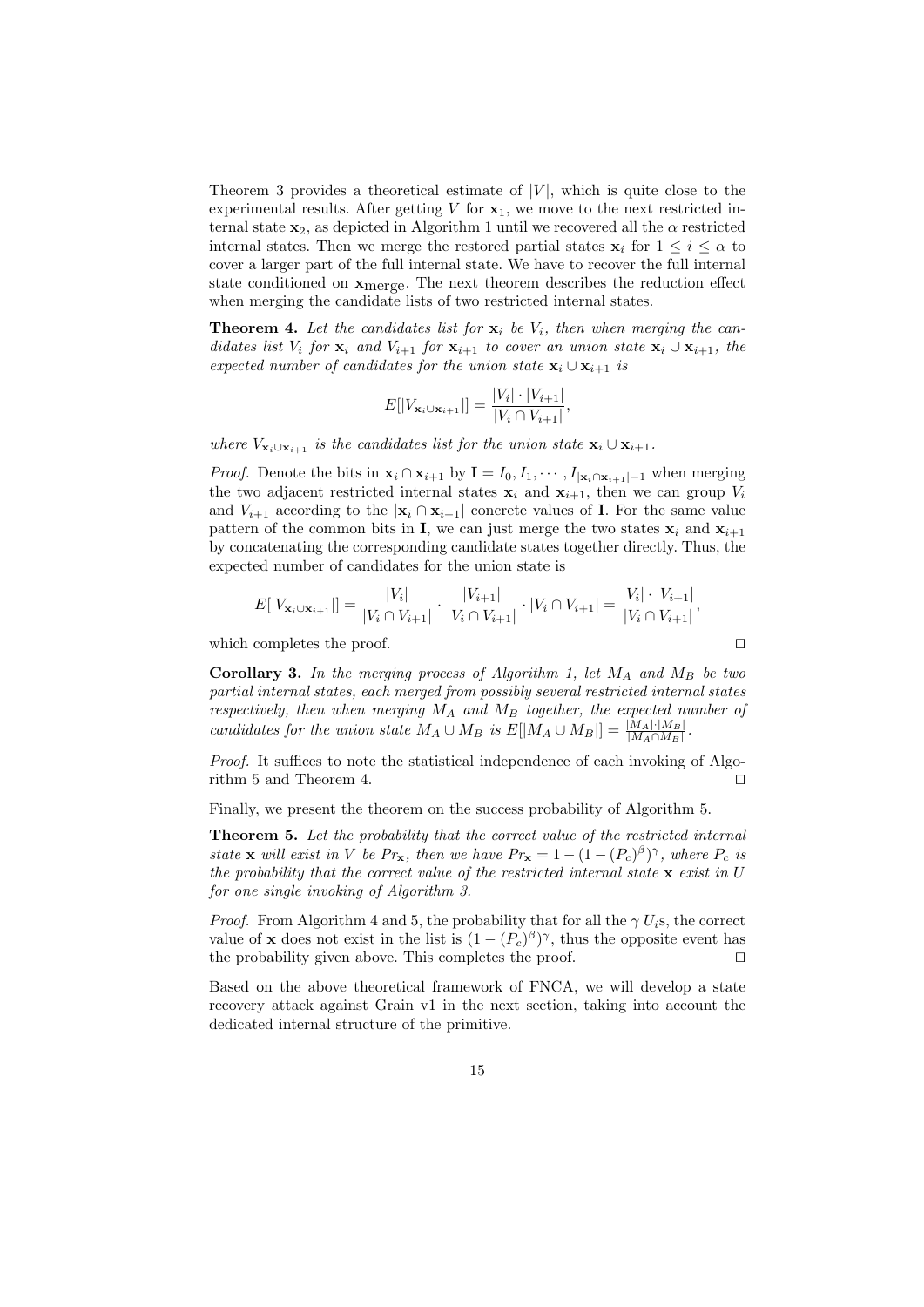Theorem 3 provides a theoretical estimate of $|V|$, which is quite close to the experimental results. After getting $V$ for $\mathbf{x}_1$, we move to the next restricted internal state $\mathbf{x}_2$, as depicted in Algorithm 1 until we recovered all the $\alpha$ restricted internal states. Then we merge the restored partial states $\mathbf{x}_i$ for $1 \leq i \leq \alpha$ to cover a larger part of the full internal state. We have to recover the full internal state conditioned on $\mathbf{x}_{\text{merge}}$. The next theorem describes the reduction effect when merging the candidate lists of two restricted internal states.

**Theorem 4.** *Let the candidates list for $\mathbf{x}_i$ be $V_i$, then when merging the candidates list $V_i$ for $\mathbf{x}_i$ and $V_{i+1}$ for $\mathbf{x}_{i+1}$ to cover an union state $\mathbf{x}_i \cup \mathbf{x}_{i+1}$, the expected number of candidates for the union state $\mathbf{x}_i \cup \mathbf{x}_{i+1}$ is*

$$E[|V_{\mathbf{x}_i \cup \mathbf{x}_{i+1}}|] = \frac{|V_i| \cdot |V_{i+1}|}{|V_i \cap V_{i+1}|},$$

*where $V_{\mathbf{x}_i \cup \mathbf{x}_{i+1}}$ is the candidates list for the union state $\mathbf{x}_i \cup \mathbf{x}_{i+1}$.*

*Proof.* Denote the bits in $\mathbf{x}_i \cap \mathbf{x}_{i+1}$ by $\mathbf{I} = I_0, I_1, \cdots, I_{|\mathbf{x}_i \cap \mathbf{x}_{i+1}|-1}$ when merging the two adjacent restricted internal states $\mathbf{x}_i$ and $\mathbf{x}_{i+1}$, then we can group $V_i$ and $V_{i+1}$ according to the $|\mathbf{x}_i \cap \mathbf{x}_{i+1}|$ concrete values of $\mathbf{I}$. For the same value pattern of the common bits in $\mathbf{I}$, we can just merge the two states $\mathbf{x}_i$ and $\mathbf{x}_{i+1}$ by concatenating the corresponding candidate states together directly. Thus, the expected number of candidates for the union state is

$$E[|V_{\mathbf{x}_i \cup \mathbf{x}_{i+1}}|] = \frac{|V_i|}{|V_i \cap V_{i+1}|} \cdot \frac{|V_{i+1}|}{|V_i \cap V_{i+1}|} \cdot |V_i \cap V_{i+1}| = \frac{|V_i| \cdot |V_{i+1}|}{|V_i \cap V_{i+1}|},$$

which completes the proof. □

**Corollary 3.** *In the merging process of Algorithm 1, let $M_A$ and $M_B$ be two partial internal states, each merged from possibly several restricted internal states respectively, then when merging $M_A$ and $M_B$ together, the expected number of candidates for the union state $M_A \cup M_B$ is $E[|M_A \cup M_B|] = \frac{|M_A| \cdot |M_B|}{|M_A \cap M_B|}$.*

*Proof.* It suffices to note the statistical independence of each invoking of Algorithm 5 and Theorem 4. □

Finally, we present the theorem on the success probability of Algorithm 5.

**Theorem 5.** *Let the probability that the correct value of the restricted internal state $\mathbf{x}$ will exist in $V$ be $Pr_{\mathbf{x}}$, then we have $Pr_{\mathbf{x}} = 1 - (1 - (P_c)^{\beta})^{\gamma}$, where $P_c$ is the probability that the correct value of the restricted internal state $\mathbf{x}$ exist in $U$ for one single invoking of Algorithm 3.*

*Proof.* From Algorithm 4 and 5, the probability that for all the $\gamma$ $U_i$s, the correct value of $\mathbf{x}$ does not exist in the list is $(1 - (P_c)^{\beta})^{\gamma}$, thus the opposite event has the probability given above. This completes the proof. □

Based on the above theoretical framework of FNCA, we will develop a state recovery attack against Grain v1 in the next section, taking into account the dedicated internal structure of the primitive.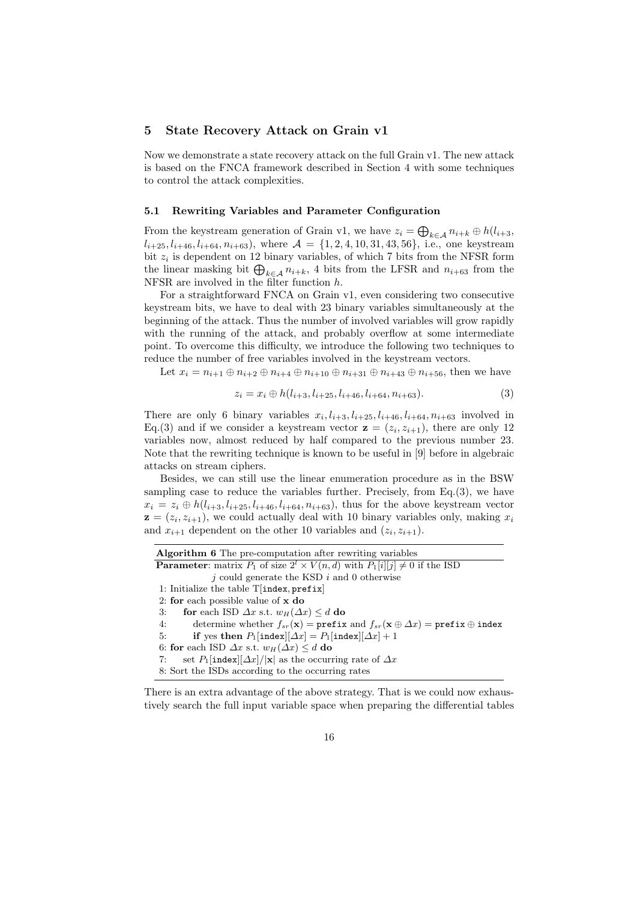## 5 State Recovery Attack on Grain v1

Now we demonstrate a state recovery attack on the full Grain v1. The new attack is based on the FNCA framework described in Section 4 with some techniques to control the attack complexities.

### 5.1 Rewriting Variables and Parameter Configuration

From the keystream generation of Grain v1, we have $z_i = \bigoplus_{k \in \mathcal{A}} n_{i+k} \oplus h(l_{i+3}, l_{i+25}, l_{i+46}, l_{i+64}, n_{i+63})$, where $\mathcal{A} = \{1, 2, 4, 10, 31, 43, 56\}$, i.e., one keystream bit $z_i$ is dependent on 12 binary variables, of which 7 bits from the NFSR form the linear masking bit $\bigoplus_{k \in \mathcal{A}} n_{i+k}$, 4 bits from the LFSR and $n_{i+63}$ from the NFSR are involved in the filter function $h$.

For a straightforward FNCA on Grain v1, even considering two consecutive keystream bits, we have to deal with 23 binary variables simultaneously at the beginning of the attack. Thus the number of involved variables will grow rapidly with the running of the attack, and probably overflow at some intermediate point. To overcome this difficulty, we introduce the following two techniques to reduce the number of free variables involved in the keystream vectors.

Let $x_i = n_{i+1} \oplus n_{i+2} \oplus n_{i+4} \oplus n_{i+10} \oplus n_{i+31} \oplus n_{i+43} \oplus n_{i+56}$, then we have

$$z_i = x_i \oplus h(l_{i+3}, l_{i+25}, l_{i+46}, l_{i+64}, n_{i+63}). \tag{3}$$

There are only 6 binary variables $x_i, l_{i+3}, l_{i+25}, l_{i+46}, l_{i+64}, n_{i+63}$ involved in Eq.(3) and if we consider a keystream vector $\mathbf{z} = (z_i, z_{i+1})$, there are only 12 variables now, almost reduced by half compared to the previous number 23. Note that the rewriting technique is known to be useful in [9] before in algebraic attacks on stream ciphers.

Besides, we can still use the linear enumeration procedure as in the BSW sampling case to reduce the variables further. Precisely, from Eq.(3), we have $x_i = z_i \oplus h(l_{i+3}, l_{i+25}, l_{i+46}, l_{i+64}, n_{i+63})$, thus for the above keystream vector $\mathbf{z} = (z_i, z_{i+1})$, we could actually deal with 10 binary variables only, making $x_i$ and $x_{i+1}$ dependent on the other 10 variables and $(z_i, z_{i+1})$.

**Algorithm 6** The pre-computation after rewriting variables

**Parameter**: matrix $P_1$ of size $2^l \times V(n, d)$ with $P_1[i][j] \neq 0$ if the ISD $j$ could generate the KSD $i$ and 0 otherwise

1: Initialize the table T[index, prefix]
2: **for** each possible value of $\mathbf{x}$ **do**
3: &nbsp;&nbsp;&nbsp;&nbsp;**for** each ISD $\Delta x$ s.t. $w_H(\Delta x) \leq d$ **do**
4: &nbsp;&nbsp;&nbsp;&nbsp;&nbsp;&nbsp;&nbsp;&nbsp;determine whether $f_{sr}(\mathbf{x}) =$ prefix and $f_{sr}(\mathbf{x} \oplus \Delta x) =$ prefix $\oplus$ index
5: &nbsp;&nbsp;&nbsp;&nbsp;&nbsp;&nbsp;&nbsp;&nbsp;**if** yes **then** $P_1$[index][$\Delta x$] = $P_1$[index][$\Delta x$] + 1
6: **for** each ISD $\Delta x$ s.t. $w_H(\Delta x) \leq d$ **do**
7: &nbsp;&nbsp;&nbsp;&nbsp;set $P_1$[index][$\Delta x$]$/|\mathbf{x}|$ as the occurring rate of $\Delta x$
8: Sort the ISDs according to the occurring rates

There is an extra advantage of the above strategy. That is we could now exhaustively search the full input variable space when preparing the differential tables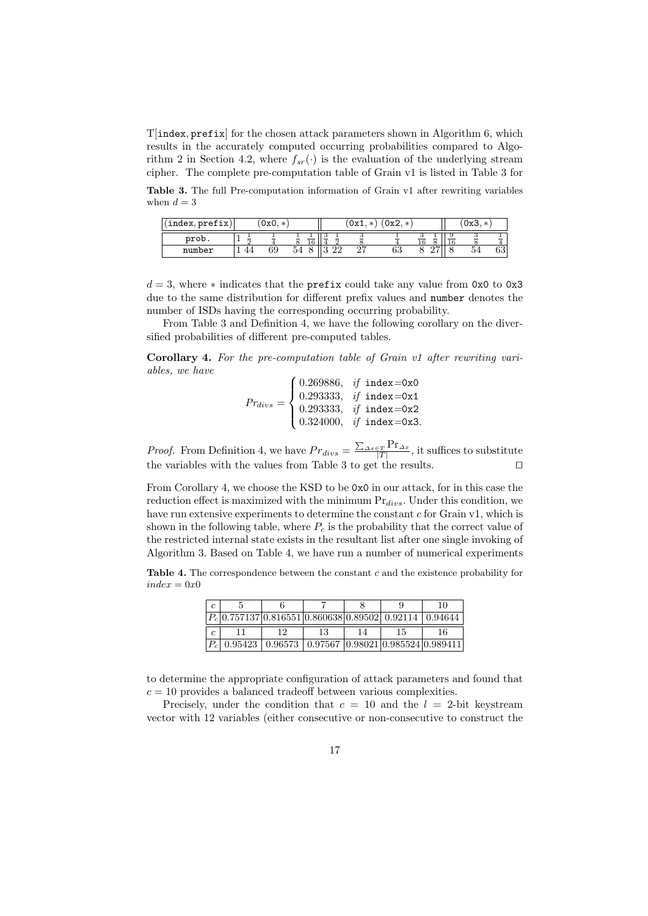T[index, prefix] for the chosen attack parameters shown in Algorithm 6, which results in the accurately computed occurring probabilities compared to Algorithm 2 in Section 4.2, where $f_{sr}(\cdot)$ is the evaluation of the underlying stream cipher. The complete pre-computation table of Grain v1 is listed in Table 3 for

**Table 3.** The full Pre-computation information of Grain v1 after rewriting variables when $d = 3$

| (index, prefix) | (0x0, ∗) | | | | | (0x1, ∗) (0x2, ∗) | | | | | | (0x3, ∗) | | |
|---|---|---|---|---|---|---|---|---|---|---|---|---|---|---|
| prob. | $1$ | $\frac{1}{2}$ | $\frac{1}{4}$ | $\frac{1}{8}$ | $\frac{1}{16}$ | $\frac{3}{4}$ | $\frac{1}{2}$ | $\frac{3}{8}$ | $\frac{1}{4}$ | $\frac{3}{16}$ | $\frac{1}{8}$ | $\frac{9}{16}$ | $\frac{3}{8}$ | $\frac{1}{4}$ |
| number | 1 | 44 | 69 | 54 | 8 | 3 | 22 | 27 | 63 | 8 | 27 | 8 | 54 | 63 |

$d = 3$, where $*$ indicates that the prefix could take any value from 0x0 to 0x3 due to the same distribution for different prefix values and number denotes the number of ISDs having the corresponding occurring probability.

From Table 3 and Definition 4, we have the following corollary on the diversified probabilities of different pre-computed tables.

**Corollary 4.** *For the pre-computation table of Grain v1 after rewriting variables, we have*

$$Pr_{divs} = \begin{cases} 0.269886, & \text{if index=0x0} \\ 0.293333, & \text{if index=0x1} \\ 0.293333, & \text{if index=0x2} \\ 0.324000, & \text{if index=0x3.} \end{cases}$$

*Proof.* From Definition 4, we have $Pr_{divs} = \frac{\sum_{\Delta x \in T} \text{Pr}_{\Delta x}}{|T|}$, it suffices to substitute the variables with the values from Table 3 to get the results. ⊓⊔

From Corollary 4, we choose the KSD to be 0x0 in our attack, for in this case the reduction effect is maximized with the minimum $\text{Pr}_{divs}$. Under this condition, we have run extensive experiments to determine the constant $c$ for Grain v1, which is shown in the following table, where $P_c$ is the probability that the correct value of the restricted internal state exists in the resultant list after one single invoking of Algorithm 3. Based on Table 4, we have run a number of numerical experiments

**Table 4.** The correspondence between the constant $c$ and the existence probability for $index = 0x0$

| | | | | | | |
|---|---|---|---|---|---|---|
| $c$ | 5 | 6 | 7 | 8 | 9 | 10 |
| $P_c$ | 0.757137 | 0.816551 | 0.860638 | 0.89502 | 0.92114 | 0.94644 |
| $c$ | 11 | 12 | 13 | 14 | 15 | 16 |
| $P_c$ | 0.95423 | 0.96573 | 0.97567 | 0.98021 | 0.985524 | 0.989411 |

to determine the appropriate configuration of attack parameters and found that $c = 10$ provides a balanced tradeoff between various complexities.

Precisely, under the condition that $c = 10$ and the $l = 2$-bit keystream vector with 12 variables (either consecutive or non-consecutive to construct the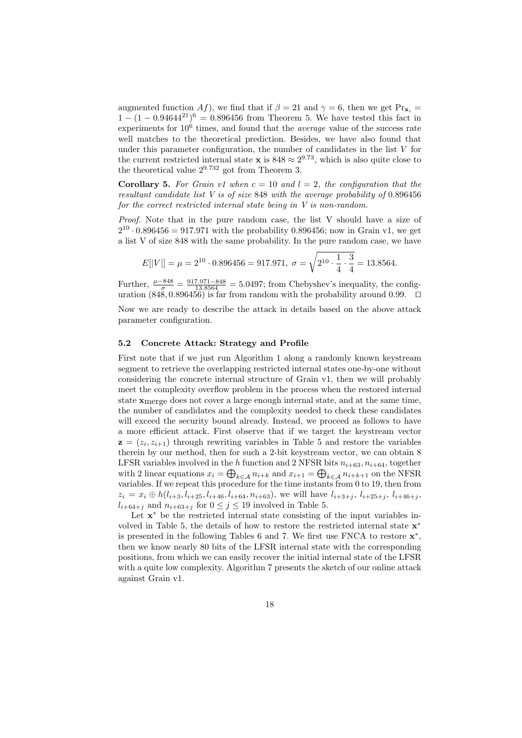augmented function $Af$), we find that if $\beta = 21$ and $\gamma = 6$, then we get $\Pr_{\mathbf{x}_i} = 1 - (1 - 0.94644^{21})^6 = 0.896456$ from Theorem 5. We have tested this fact in experiments for $10^6$ times, and found that the *average* value of the success rate well matches to the theoretical prediction. Besides, we have also found that under this parameter configuration, the number of candidates in the list $V$ for the current restricted internal state $\mathbf{x}$ is $848 \approx 2^{9.73}$, which is also quite close to the theoretical value $2^{9.732}$ got from Theorem 3.

**Corollary 5.** *For Grain v1 when $c = 10$ and $l = 2$, the configuration that the resultant candidate list $V$ is of size 848 with the average probability of 0.896456 for the correct restricted internal state being in $V$ is non-random.*

*Proof.* Note that in the pure random case, the list V should have a size of $2^{10} \cdot 0.896456 = 917.971$ with the probability 0.896456; now in Grain v1, we get a list V of size 848 with the same probability. In the pure random case, we have

$$E[|V|] = \mu = 2^{10} \cdot 0.896456 = 917.971,\ \sigma = \sqrt{2^{10} \cdot \frac{1}{4} \cdot \frac{3}{4}} = 13.8564.$$

Further, $\frac{\mu - 848}{\sigma} = \frac{917.971 - 848}{13.8564} = 5.0497$; from Chebyshev's inequality, the configuration $(848, 0.896456)$ is far from random with the probability around 0.99. $\square$

Now we are ready to describe the attack in details based on the above attack parameter configuration.

### 5.2 Concrete Attack: Strategy and Profile

First note that if we just run Algorithm 1 along a randomly known keystream segment to retrieve the overlapping restricted internal states one-by-one without considering the concrete internal structure of Grain v1, then we will probably meet the complexity overflow problem in the process when the restored internal state $\mathbf{x}_{\text{merge}}$ does not cover a large enough internal state, and at the same time, the number of candidates and the complexity needed to check these candidates will exceed the security bound already. Instead, we proceed as follows to have a more efficient attack. First observe that if we target the keystream vector $\mathbf{z} = (z_i, z_{i+1})$ through rewriting variables in Table 5 and restore the variables therein by our method, then for such a 2-bit keystream vector, we can obtain 8 LFSR variables involved in the $h$ function and 2 NFSR bits $n_{i+63}, n_{i+64}$, together with 2 linear equations $x_i = \bigoplus_{k \in \mathcal{A}} n_{i+k}$ and $x_{i+1} = \bigoplus_{k \in \mathcal{A}} n_{i+k+1}$ on the NFSR variables. If we repeat this procedure for the time instants from 0 to 19, then from $z_i = x_i \oplus h(l_{i+3}, l_{i+25}, l_{i+46}, l_{i+64}, n_{i+63})$, we will have $l_{i+3+j}$, $l_{i+25+j}$, $l_{i+46+j}$, $l_{i+64+j}$ and $n_{i+63+j}$ for $0 \leq j \leq 19$ involved in Table 5.

Let $\mathbf{x}^*$ be the restricted internal state consisting of the input variables involved in Table 5, the details of how to restore the restricted internal state $\mathbf{x}^*$ is presented in the following Tables 6 and 7. We first use FNCA to restore $\mathbf{x}^*$, then we know nearly 80 bits of the LFSR internal state with the corresponding positions, from which we can easily recover the initial internal state of the LFSR with a quite low complexity. Algorithm 7 presents the sketch of our online attack against Grain v1.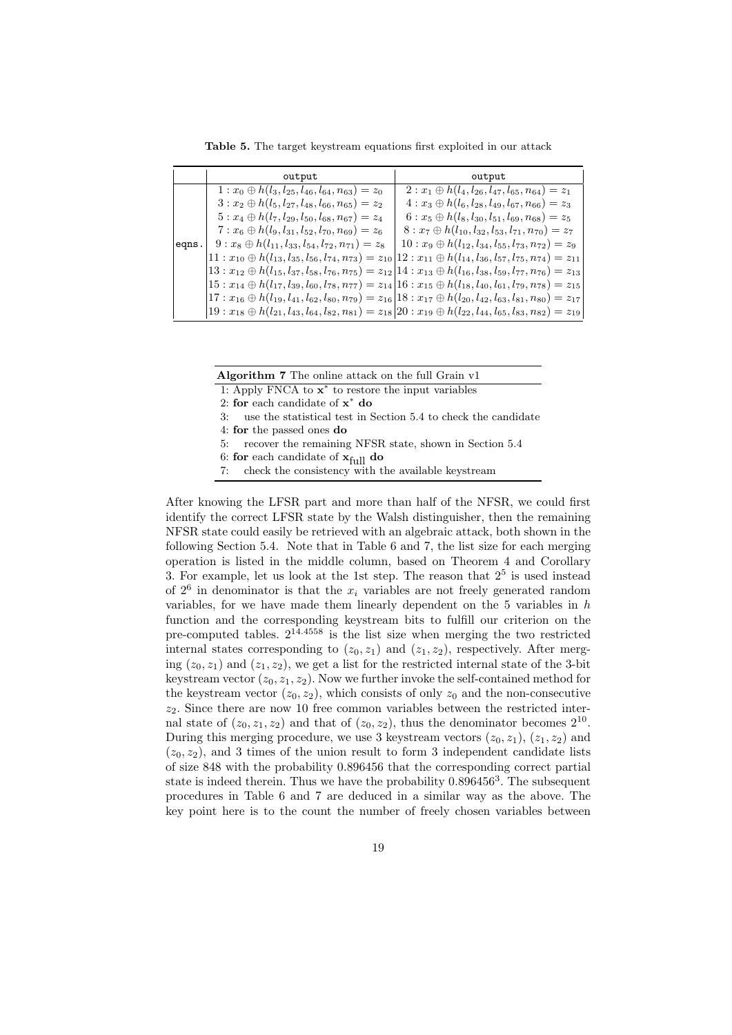**Table 5.** The target keystream equations first exploited in our attack

| | output | output |
|---|---|---|
| eqns. | $1: x_0 \oplus h(l_3, l_{25}, l_{46}, l_{64}, n_{63}) = z_0$ | $2: x_1 \oplus h(l_4, l_{26}, l_{47}, l_{65}, n_{64}) = z_1$ |
| | $3: x_2 \oplus h(l_5, l_{27}, l_{48}, l_{66}, n_{65}) = z_2$ | $4: x_3 \oplus h(l_6, l_{28}, l_{49}, l_{67}, n_{66}) = z_3$ |
| | $5: x_4 \oplus h(l_7, l_{29}, l_{50}, l_{68}, n_{67}) = z_4$ | $6: x_5 \oplus h(l_8, l_{30}, l_{51}, l_{69}, n_{68}) = z_5$ |
| | $7: x_6 \oplus h(l_9, l_{31}, l_{52}, l_{70}, n_{69}) = z_6$ | $8: x_7 \oplus h(l_{10}, l_{32}, l_{53}, l_{71}, n_{70}) = z_7$ |
| | $9: x_8 \oplus h(l_{11}, l_{33}, l_{54}, l_{72}, n_{71}) = z_8$ | $10: x_9 \oplus h(l_{12}, l_{34}, l_{55}, l_{73}, n_{72}) = z_9$ |
| | $11: x_{10} \oplus h(l_{13}, l_{35}, l_{56}, l_{74}, n_{73}) = z_{10}$ | $12: x_{11} \oplus h(l_{14}, l_{36}, l_{57}, l_{75}, n_{74}) = z_{11}$ |
| | $13: x_{12} \oplus h(l_{15}, l_{37}, l_{58}, l_{76}, n_{75}) = z_{12}$ | $14: x_{13} \oplus h(l_{16}, l_{38}, l_{59}, l_{77}, n_{76}) = z_{13}$ |
| | $15: x_{14} \oplus h(l_{17}, l_{39}, l_{60}, l_{78}, n_{77}) = z_{14}$ | $16: x_{15} \oplus h(l_{18}, l_{40}, l_{61}, l_{79}, n_{78}) = z_{15}$ |
| | $17: x_{16} \oplus h(l_{19}, l_{41}, l_{62}, l_{80}, n_{79}) = z_{16}$ | $18: x_{17} \oplus h(l_{20}, l_{42}, l_{63}, l_{81}, n_{80}) = z_{17}$ |
| | $19: x_{18} \oplus h(l_{21}, l_{43}, l_{64}, l_{82}, n_{81}) = z_{18}$ | $20: x_{19} \oplus h(l_{22}, l_{44}, l_{65}, l_{83}, n_{82}) = z_{19}$ |

**Algorithm 7** The online attack on the full Grain v1

```
1: Apply FNCA to x* to restore the input variables
2: for each candidate of x* do
3:     use the statistical test in Section 5.4 to check the candidate
4: for the passed ones do
5:     recover the remaining NFSR state, shown in Section 5.4
6: for each candidate of x_full do
7:     check the consistency with the available keystream
```

After knowing the LFSR part and more than half of the NFSR, we could first identify the correct LFSR state by the Walsh distinguisher, then the remaining NFSR state could easily be retrieved with an algebraic attack, both shown in the following Section 5.4. Note that in Table 6 and 7, the list size for each merging operation is listed in the middle column, based on Theorem 4 and Corollary 3. For example, let us look at the 1st step. The reason that $2^5$ is used instead of $2^6$ in denominator is that the $x_i$ variables are not freely generated random variables, for we have made them linearly dependent on the 5 variables in $h$ function and the corresponding keystream bits to fulfill our criterion on the pre-computed tables. $2^{14.4558}$ is the list size when merging the two restricted internal states corresponding to $(z_0, z_1)$ and $(z_1, z_2)$, respectively. After merging $(z_0, z_1)$ and $(z_1, z_2)$, we get a list for the restricted internal state of the 3-bit keystream vector $(z_0, z_1, z_2)$. Now we further invoke the self-contained method for the keystream vector $(z_0, z_2)$, which consists of only $z_0$ and the non-consecutive $z_2$. Since there are now 10 free common variables between the restricted internal state of $(z_0, z_1, z_2)$ and that of $(z_0, z_2)$, thus the denominator becomes $2^{10}$. During this merging procedure, we use 3 keystream vectors $(z_0, z_1)$, $(z_1, z_2)$ and $(z_0, z_2)$, and 3 times of the union result to form 3 independent candidate lists of size 848 with the probability 0.896456 that the corresponding correct partial state is indeed therein. Thus we have the probability $0.896456^3$. The subsequent procedures in Table 6 and 7 are deduced in a similar way as the above. The key point here is to the count the number of freely chosen variables between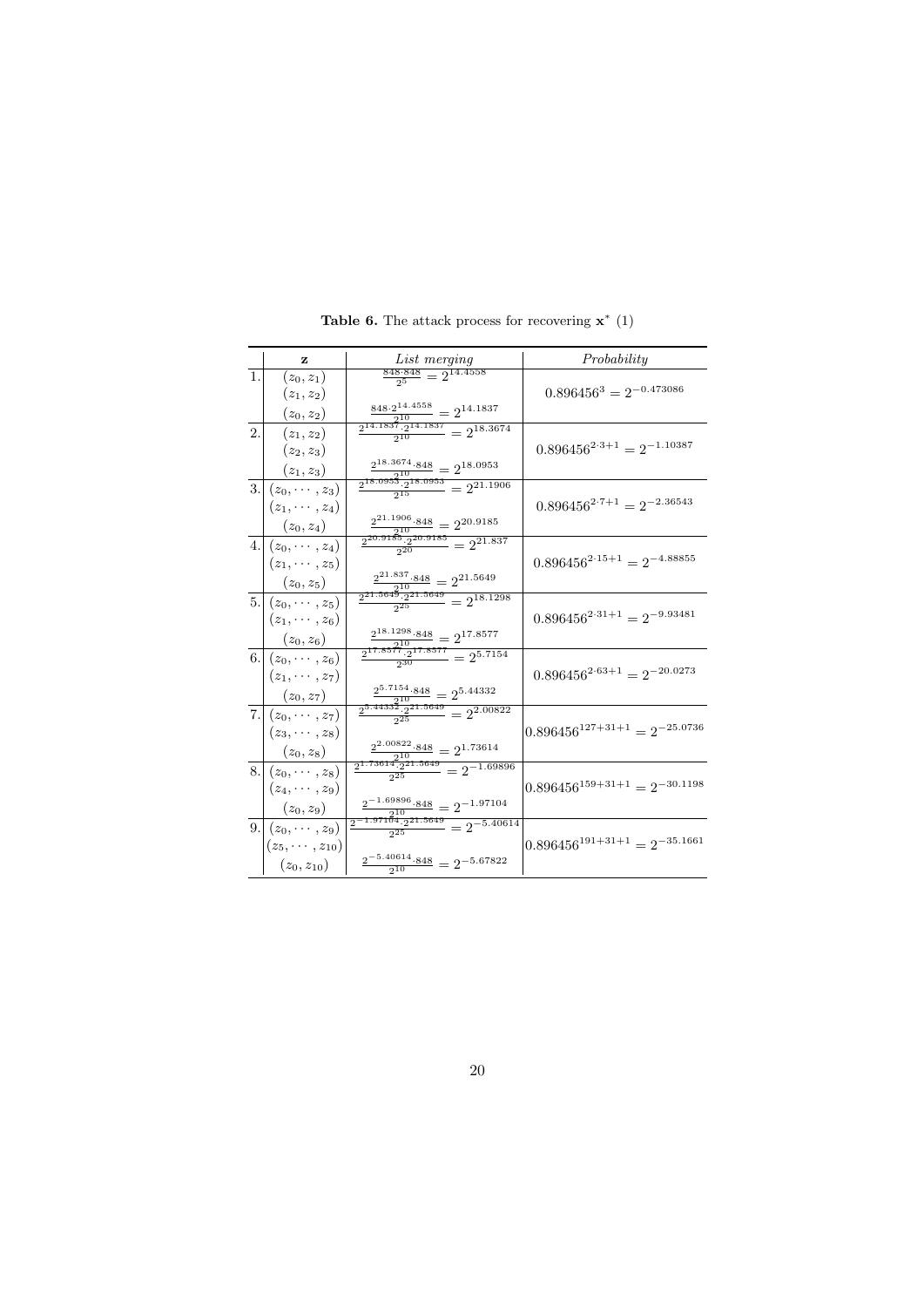**Table 6.** The attack process for recovering $\mathbf{x}^*$ (1)

| | $\mathbf{z}$ | *List merging* | *Probability* |
|---|---|---|---|
| 1. | $(z_0, z_1)$ | $\frac{848 \cdot 848}{2^5} = 2^{14.4558}$ | $0.896456^3 = 2^{-0.473086}$ |
| | $(z_1, z_2)$ | | |
| | $(z_0, z_2)$ | $\frac{848 \cdot 2^{14.4558}}{2^{10}} = 2^{14.1837}$ | |
| 2. | $(z_1, z_2)$ | $\frac{2^{14.1837} \cdot 2^{14.1837}}{2^{10}} = 2^{18.3674}$ | $0.896456^{2 \cdot 3+1} = 2^{-1.10387}$ |
| | $(z_2, z_3)$ | | |
| | $(z_1, z_3)$ | $\frac{2^{18.3674} \cdot 848}{2^{10}} = 2^{18.0953}$ | |
| 3. | $(z_0, \cdots, z_3)$ | $\frac{2^{18.0953} \cdot 2^{18.0953}}{2^{15}} = 2^{21.1906}$ | $0.896456^{2 \cdot 7+1} = 2^{-2.36543}$ |
| | $(z_1, \cdots, z_4)$ | | |
| | $(z_0, z_4)$ | $\frac{2^{21.1906} \cdot 848}{2^{10}} = 2^{20.9185}$ | |
| 4. | $(z_0, \cdots, z_4)$ | $\frac{2^{20.9185} \cdot 2^{20.9185}}{2^{20}} = 2^{21.837}$ | $0.896456^{2 \cdot 15+1} = 2^{-4.88855}$ |
| | $(z_1, \cdots, z_5)$ | | |
| | $(z_0, z_5)$ | $\frac{2^{21.837} \cdot 848}{2^{10}} = 2^{21.5649}$ | |
| 5. | $(z_0, \cdots, z_5)$ | $\frac{2^{21.5649} \cdot 2^{21.5649}}{2^{25}} = 2^{18.1298}$ | $0.896456^{2 \cdot 31+1} = 2^{-9.93481}$ |
| | $(z_1, \cdots, z_6)$ | | |
| | $(z_0, z_6)$ | $\frac{2^{18.1298} \cdot 848}{2^{10}} = 2^{17.8577}$ | |
| 6. | $(z_0, \cdots, z_6)$ | $\frac{2^{17.8577} \cdot 2^{17.8577}}{2^{30}} = 2^{5.7154}$ | $0.896456^{2 \cdot 63+1} = 2^{-20.0273}$ |
| | $(z_1, \cdots, z_7)$ | | |
| | $(z_0, z_7)$ | $\frac{2^{5.7154} \cdot 848}{2^{10}} = 2^{5.44332}$ | |
| 7. | $(z_0, \cdots, z_7)$ | $\frac{2^{5.44332} \cdot 2^{21.5649}}{2^{25}} = 2^{2.00822}$ | $0.896456^{127+31+1} = 2^{-25.0736}$ |
| | $(z_3, \cdots, z_8)$ | | |
| | $(z_0, z_8)$ | $\frac{2^{2.00822} \cdot 848}{2^{10}} = 2^{1.73614}$ | |
| 8. | $(z_0, \cdots, z_8)$ | $\frac{2^{1.73614} \cdot 2^{21.5649}}{2^{25}} = 2^{-1.69896}$ | $0.896456^{159+31+1} = 2^{-30.1198}$ |
| | $(z_4, \cdots, z_9)$ | | |
| | $(z_0, z_9)$ | $\frac{2^{-1.69896} \cdot 848}{2^{10}} = 2^{-1.97104}$ | |
| 9. | $(z_0, \cdots, z_9)$ | $\frac{2^{-1.97104} \cdot 2^{21.5649}}{2^{25}} = 2^{-5.40614}$ | $0.896456^{191+31+1} = 2^{-35.1661}$ |
| | $(z_5, \cdots, z_{10})$ | | |
| | $(z_0, z_{10})$ | $\frac{2^{-5.40614} \cdot 848}{2^{10}} = 2^{-5.67822}$ | |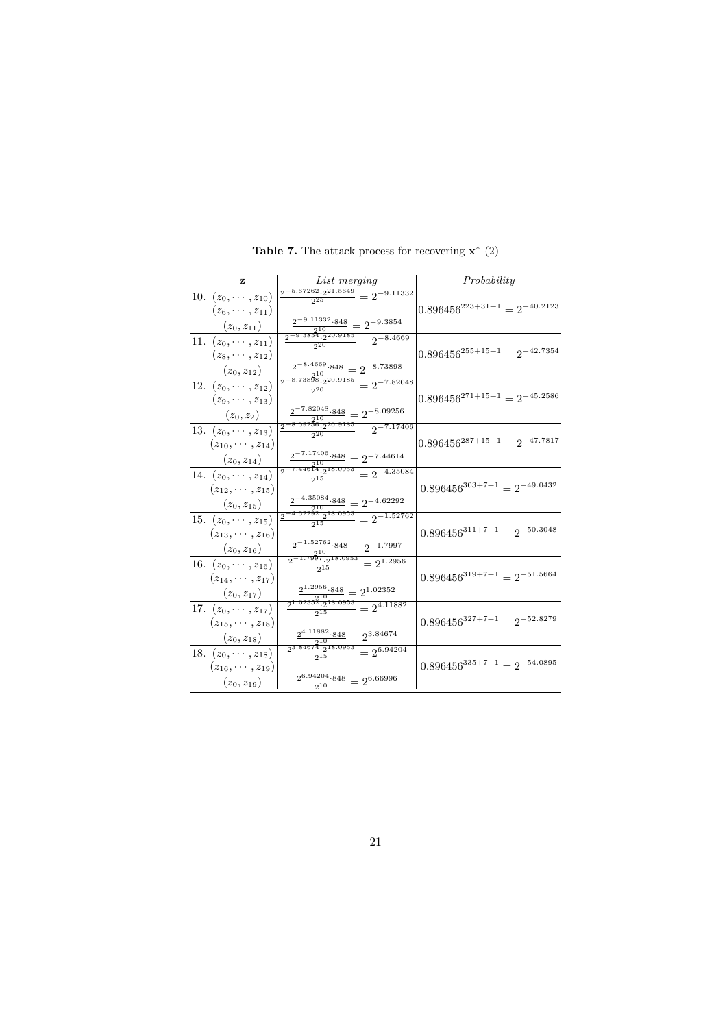**Table 7.** The attack process for recovering $\mathbf{x}^*$ (2)

| | $\mathbf{z}$ | *List merging* | *Probability* |
|---|---|---|---|
| 10. | $(z_0, \cdots, z_{10})$ | $\frac{2^{-5.67262} \cdot 2^{21.5649}}{2^{25}} = 2^{-9.11332}$ | $0.896456^{223+31+1} = 2^{-40.2123}$ |
| | $(z_6, \cdots, z_{11})$ | | |
| | $(z_0, z_{11})$ | $\frac{2^{-9.11332} \cdot 848}{2^{10}} = 2^{-9.3854}$ | |
| 11. | $(z_0, \cdots, z_{11})$ | $\frac{2^{-9.3854} \cdot 2^{20.9185}}{2^{20}} = 2^{-8.4669}$ | $0.896456^{255+15+1} = 2^{-42.7354}$ |
| | $(z_8, \cdots, z_{12})$ | | |
| | $(z_0, z_{12})$ | $\frac{2^{-8.4669} \cdot 848}{2^{10}} = 2^{-8.73898}$ | |
| 12. | $(z_0, \cdots, z_{12})$ | $\frac{2^{-8.73898} \cdot 2^{20.9185}}{2^{20}} = 2^{-7.82048}$ | $0.896456^{271+15+1} = 2^{-45.2586}$ |
| | $(z_9, \cdots, z_{13})$ | | |
| | $(z_0, z_2)$ | $\frac{2^{-7.82048} \cdot 848}{2^{10}} = 2^{-8.09256}$ | |
| 13. | $(z_0, \cdots, z_{13})$ | $\frac{2^{-8.09256} \cdot 2^{20.9185}}{2^{20}} = 2^{-7.17406}$ | $0.896456^{287+15+1} = 2^{-47.7817}$ |
| | $(z_{10}, \cdots, z_{14})$ | | |
| | $(z_0, z_{14})$ | $\frac{2^{-7.17406} \cdot 848}{2^{10}} = 2^{-7.44614}$ | |
| 14. | $(z_0, \cdots, z_{14})$ | $\frac{2^{-7.44614} \cdot 2^{18.0953}}{2^{15}} = 2^{-4.35084}$ | $0.896456^{303+7+1} = 2^{-49.0432}$ |
| | $(z_{12}, \cdots, z_{15})$ | | |
| | $(z_0, z_{15})$ | $\frac{2^{-4.35084} \cdot 848}{2^{10}} = 2^{-4.62292}$ | |
| 15. | $(z_0, \cdots, z_{15})$ | $\frac{2^{-4.62292} \cdot 2^{18.0953}}{2^{15}} = 2^{-1.52762}$ | $0.896456^{311+7+1} = 2^{-50.3048}$ |
| | $(z_{13}, \cdots, z_{16})$ | | |
| | $(z_0, z_{16})$ | $\frac{2^{-1.52762} \cdot 848}{2^{10}} = 2^{-1.7997}$ | |
| 16. | $(z_0, \cdots, z_{16})$ | $\frac{2^{-1.7997} \cdot 2^{18.0953}}{2^{15}} = 2^{1.2956}$ | $0.896456^{319+7+1} = 2^{-51.5664}$ |
| | $(z_{14}, \cdots, z_{17})$ | | |
| | $(z_0, z_{17})$ | $\frac{2^{1.2956} \cdot 848}{2^{10}} = 2^{1.02352}$ | |
| 17. | $(z_0, \cdots, z_{17})$ | $\frac{2^{1.02352} \cdot 2^{18.0953}}{2^{15}} = 2^{4.11882}$ | $0.896456^{327+7+1} = 2^{-52.8279}$ |
| | $(z_{15}, \cdots, z_{18})$ | | |
| | $(z_0, z_{18})$ | $\frac{2^{4.11882} \cdot 848}{2^{10}} = 2^{3.84674}$ | |
| 18. | $(z_0, \cdots, z_{18})$ | $\frac{2^{3.84674} \cdot 2^{18.0953}}{2^{15}} = 2^{6.94204}$ | $0.896456^{335+7+1} = 2^{-54.0895}$ |
| | $(z_{16}, \cdots, z_{19})$ | | |
| | $(z_0, z_{19})$ | $\frac{2^{6.94204} \cdot 848}{2^{10}} = 2^{6.66996}$ | |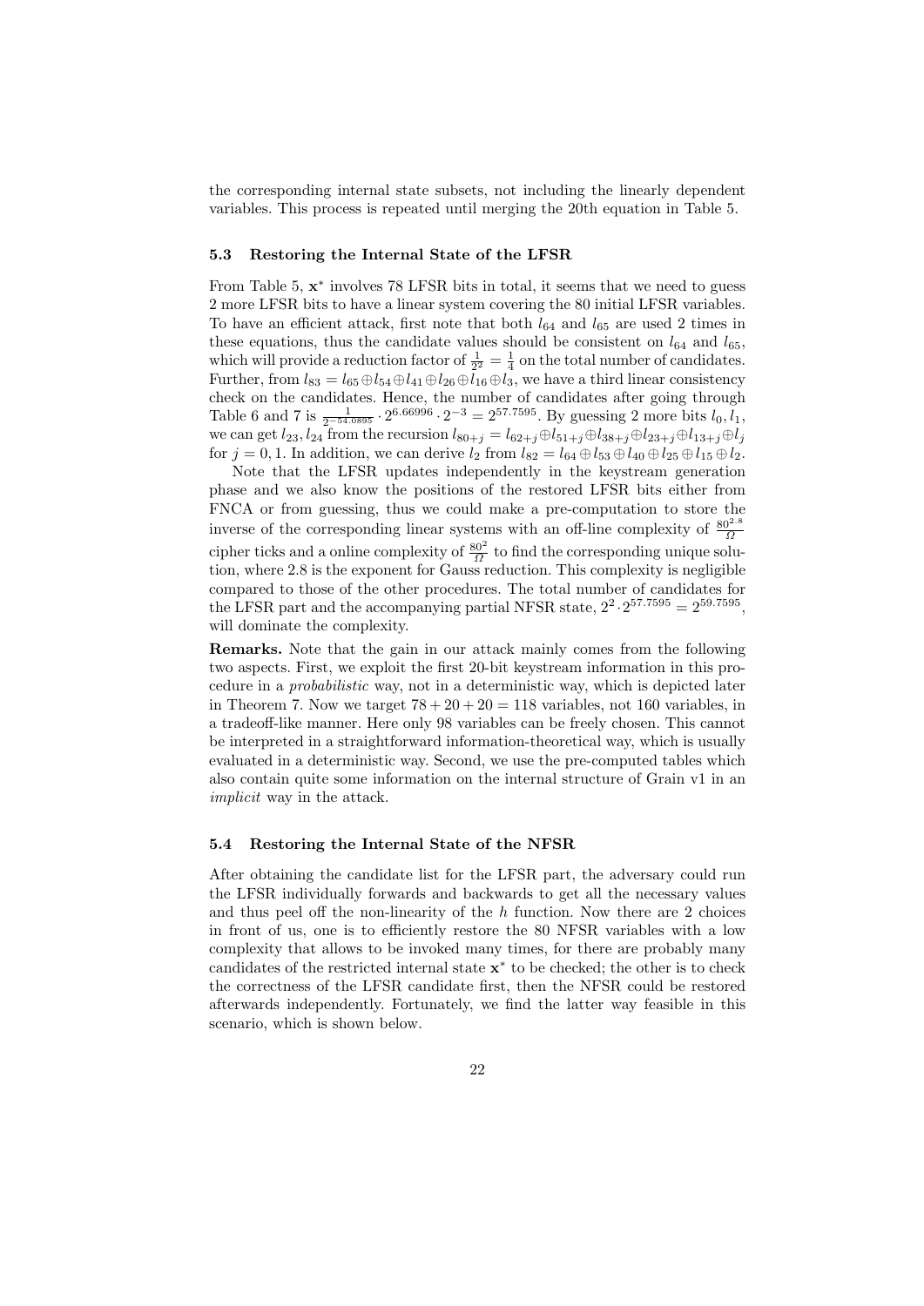the corresponding internal state subsets, not including the linearly dependent variables. This process is repeated until merging the 20th equation in Table 5.

### 5.3 Restoring the Internal State of the LFSR

From Table 5, $\mathbf{x}^*$ involves 78 LFSR bits in total, it seems that we need to guess 2 more LFSR bits to have a linear system covering the 80 initial LFSR variables. To have an efficient attack, first note that both $l_{64}$ and $l_{65}$ are used 2 times in these equations, thus the candidate values should be consistent on $l_{64}$ and $l_{65}$, which will provide a reduction factor of $\frac{1}{2^2} = \frac{1}{4}$ on the total number of candidates. Further, from $l_{83} = l_{65} \oplus l_{54} \oplus l_{41} \oplus l_{26} \oplus l_{16} \oplus l_3$, we have a third linear consistency check on the candidates. Hence, the number of candidates after going through Table 6 and 7 is $\frac{1}{2^{-54.0895}} \cdot 2^{6.66996} \cdot 2^{-3} = 2^{57.7595}$. By guessing 2 more bits $l_0, l_1$, we can get $l_{23}, l_{24}$ from the recursion $l_{80+j} = l_{62+j} \oplus l_{51+j} \oplus l_{38+j} \oplus l_{23+j} \oplus l_{13+j} \oplus l_j$ for $j = 0, 1$. In addition, we can derive $l_2$ from $l_{82} = l_{64} \oplus l_{53} \oplus l_{40} \oplus l_{25} \oplus l_{15} \oplus l_2$.

Note that the LFSR updates independently in the keystream generation phase and we also know the positions of the restored LFSR bits either from FNCA or from guessing, thus we could make a pre-computation to store the inverse of the corresponding linear systems with an off-line complexity of $\frac{80^{2.8}}{\Omega}$ cipher ticks and a online complexity of $\frac{80^2}{\Omega}$ to find the corresponding unique solution, where 2.8 is the exponent for Gauss reduction. This complexity is negligible compared to those of the other procedures. The total number of candidates for the LFSR part and the accompanying partial NFSR state, $2^2 \cdot 2^{57.7595} = 2^{59.7595}$, will dominate the complexity.

**Remarks.** Note that the gain in our attack mainly comes from the following two aspects. First, we exploit the first 20-bit keystream information in this procedure in a *probabilistic* way, not in a deterministic way, which is depicted later in Theorem 7. Now we target $78 + 20 + 20 = 118$ variables, not 160 variables, in a tradeoff-like manner. Here only 98 variables can be freely chosen. This cannot be interpreted in a straightforward information-theoretical way, which is usually evaluated in a deterministic way. Second, we use the pre-computed tables which also contain quite some information on the internal structure of Grain v1 in an *implicit* way in the attack.

### 5.4 Restoring the Internal State of the NFSR

After obtaining the candidate list for the LFSR part, the adversary could run the LFSR individually forwards and backwards to get all the necessary values and thus peel off the non-linearity of the $h$ function. Now there are 2 choices in front of us, one is to efficiently restore the 80 NFSR variables with a low complexity that allows to be invoked many times, for there are probably many candidates of the restricted internal state $\mathbf{x}^*$ to be checked; the other is to check the correctness of the LFSR candidate first, then the NFSR could be restored afterwards independently. Fortunately, we find the latter way feasible in this scenario, which is shown below.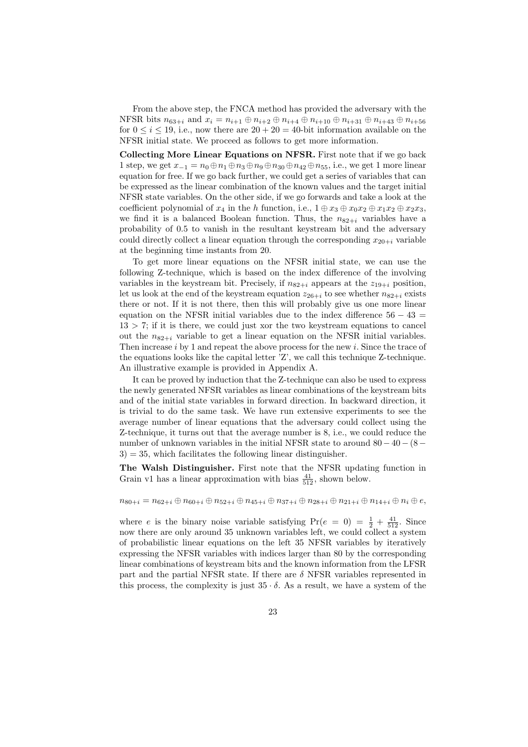From the above step, the FNCA method has provided the adversary with the NFSR bits $n_{63+i}$ and $x_i = n_{i+1} \oplus n_{i+2} \oplus n_{i+4} \oplus n_{i+10} \oplus n_{i+31} \oplus n_{i+43} \oplus n_{i+56}$ for $0 \leq i \leq 19$, i.e., now there are $20 + 20 = 40$-bit information available on the NFSR initial state. We proceed as follows to get more information.

**Collecting More Linear Equations on NFSR.** First note that if we go back 1 step, we get $x_{-1} = n_0 \oplus n_1 \oplus n_3 \oplus n_9 \oplus n_{30} \oplus n_{42} \oplus n_{55}$, i.e., we get 1 more linear equation for free. If we go back further, we could get a series of variables that can be expressed as the linear combination of the known values and the target initial NFSR state variables. On the other side, if we go forwards and take a look at the coefficient polynomial of $x_4$ in the $h$ function, i.e., $1 \oplus x_3 \oplus x_0x_2 \oplus x_1x_2 \oplus x_2x_3$, we find it is a balanced Boolean function. Thus, the $n_{82+i}$ variables have a probability of 0.5 to vanish in the resultant keystream bit and the adversary could directly collect a linear equation through the corresponding $x_{20+i}$ variable at the beginning time instants from 20.

To get more linear equations on the NFSR initial state, we can use the following Z-technique, which is based on the index difference of the involving variables in the keystream bit. Precisely, if $n_{82+i}$ appears at the $z_{19+i}$ position, let us look at the end of the keystream equation $z_{26+i}$ to see whether $n_{82+i}$ exists there or not. If it is not there, then this will probably give us one more linear equation on the NFSR initial variables due to the index difference $56 - 43 = 13 > 7$; if it is there, we could just xor the two keystream equations to cancel out the $n_{82+i}$ variable to get a linear equation on the NFSR initial variables. Then increase $i$ by 1 and repeat the above process for the new $i$. Since the trace of the equations looks like the capital letter 'Z', we call this technique Z-technique. An illustrative example is provided in Appendix A.

It can be proved by induction that the Z-technique can also be used to express the newly generated NFSR variables as linear combinations of the keystream bits and of the initial state variables in forward direction. In backward direction, it is trivial to do the same task. We have run extensive experiments to see the average number of linear equations that the adversary could collect using the Z-technique, it turns out that the average number is 8, i.e., we could reduce the number of unknown variables in the initial NFSR state to around $80 - 40 - (8 - 3) = 35$, which facilitates the following linear distinguisher.

**The Walsh Distinguisher.** First note that the NFSR updating function in Grain v1 has a linear approximation with bias $\frac{41}{512}$, shown below.

$$n_{80+i} = n_{62+i} \oplus n_{60+i} \oplus n_{52+i} \oplus n_{45+i} \oplus n_{37+i} \oplus n_{28+i} \oplus n_{21+i} \oplus n_{14+i} \oplus n_i \oplus e,$$

where $e$ is the binary noise variable satisfying $\Pr(e = 0) = \frac{1}{2} + \frac{41}{512}$. Since now there are only around 35 unknown variables left, we could collect a system of probabilistic linear equations on the left 35 NFSR variables by iteratively expressing the NFSR variables with indices larger than 80 by the corresponding linear combinations of keystream bits and the known information from the LFSR part and the partial NFSR state. If there are $\delta$ NFSR variables represented in this process, the complexity is just $35 \cdot \delta$. As a result, we have a system of the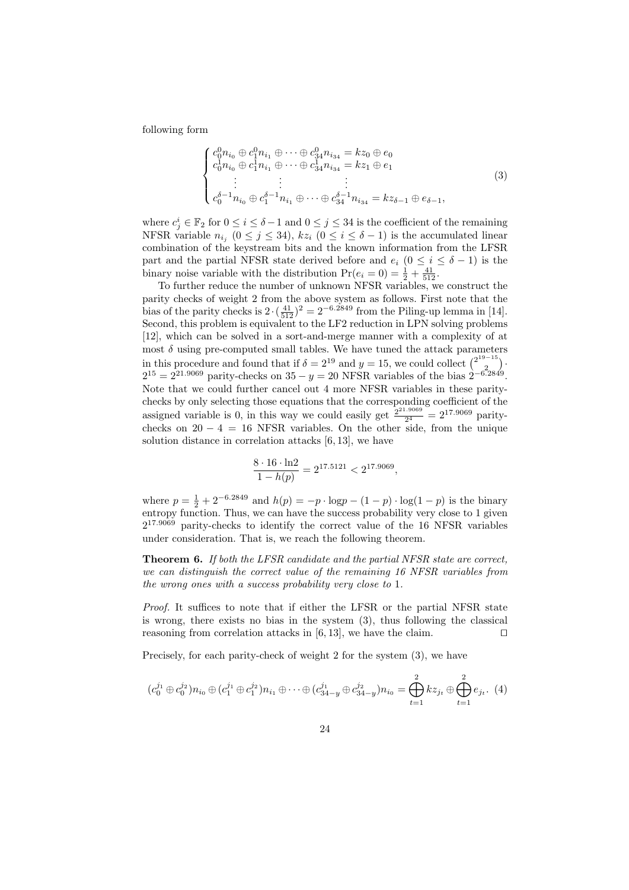following form

$$
\begin{cases}
c_0^0 n_{i_0} \oplus c_1^0 n_{i_1} \oplus \cdots \oplus c_{34}^0 n_{i_{34}} = kz_0 \oplus e_0 \\
c_0^1 n_{i_0} \oplus c_1^1 n_{i_1} \oplus \cdots \oplus c_{34}^1 n_{i_{34}} = kz_1 \oplus e_1 \\
\quad \vdots \qquad\qquad \vdots \qquad\qquad\qquad \vdots \\
c_0^{\delta-1} n_{i_0} \oplus c_1^{\delta-1} n_{i_1} \oplus \cdots \oplus c_{34}^{\delta-1} n_{i_{34}} = kz_{\delta-1} \oplus e_{\delta-1},
\end{cases}
\tag{3}
$$

where $c_j^i \in \mathbb{F}_2$ for $0 \leq i \leq \delta - 1$ and $0 \leq j \leq 34$ is the coefficient of the remaining NFSR variable $n_{i_j}$ ($0 \leq j \leq 34$), $kz_i$ ($0 \leq i \leq \delta - 1$) is the accumulated linear combination of the keystream bits and the known information from the LFSR part and the partial NFSR state derived before and $e_i$ ($0 \leq i \leq \delta - 1$) is the binary noise variable with the distribution $\Pr(e_i = 0) = \frac{1}{2} + \frac{41}{512}$.

To further reduce the number of unknown NFSR variables, we construct the parity checks of weight 2 from the above system as follows. First note that the bias of the parity checks is $2 \cdot (\frac{41}{512})^2 = 2^{-6.2849}$ from the Piling-up lemma in [14]. Second, this problem is equivalent to the LF2 reduction in LPN solving problems [12], which can be solved in a sort-and-merge manner with a complexity of at most $\delta$ using pre-computed small tables. We have tuned the attack parameters in this procedure and found that if $\delta = 2^{19}$ and $y = 15$, we could collect $\binom{2^{19-15}}{2} \cdot 2^{15} = 2^{21.9069}$ parity-checks on $35 - y = 20$ NFSR variables of the bias $2^{-6.2849}$. Note that we could further cancel out 4 more NFSR variables in these parity-checks by only selecting those equations that the corresponding coefficient of the assigned variable is 0, in this way we could easily get $\frac{2^{21.9069}}{2^4} = 2^{17.9069}$ parity-checks on $20 - 4 = 16$ NFSR variables. On the other side, from the unique solution distance in correlation attacks [6, 13], we have

$$
\frac{8 \cdot 16 \cdot \ln 2}{1 - h(p)} = 2^{17.5121} < 2^{17.9069},
$$

where $p = \frac{1}{2} + 2^{-6.2849}$ and $h(p) = -p \cdot \log p - (1-p) \cdot \log(1-p)$ is the binary entropy function. Thus, we can have the success probability very close to 1 given $2^{17.9069}$ parity-checks to identify the correct value of the 16 NFSR variables under consideration. That is, we reach the following theorem.

**Theorem 6.** *If both the LFSR candidate and the partial NFSR state are correct, we can distinguish the correct value of the remaining 16 NFSR variables from the wrong ones with a success probability very close to* 1.

*Proof.* It suffices to note that if either the LFSR or the partial NFSR state is wrong, there exists no bias in the system (3), thus following the classical reasoning from correlation attacks in [6, 13], we have the claim. □

Precisely, for each parity-check of weight 2 for the system (3), we have

$$
(c_0^{j_1} \oplus c_0^{j_2}) n_{i_0} \oplus (c_1^{j_1} \oplus c_1^{j_2}) n_{i_1} \oplus \cdots \oplus (c_{34-y}^{j_1} \oplus c_{34-y}^{j_2}) n_{i_0} = \bigoplus_{t=1}^{2} kz_{j_t} \oplus \bigoplus_{t=1}^{2} e_{j_t}. \tag{4}
$$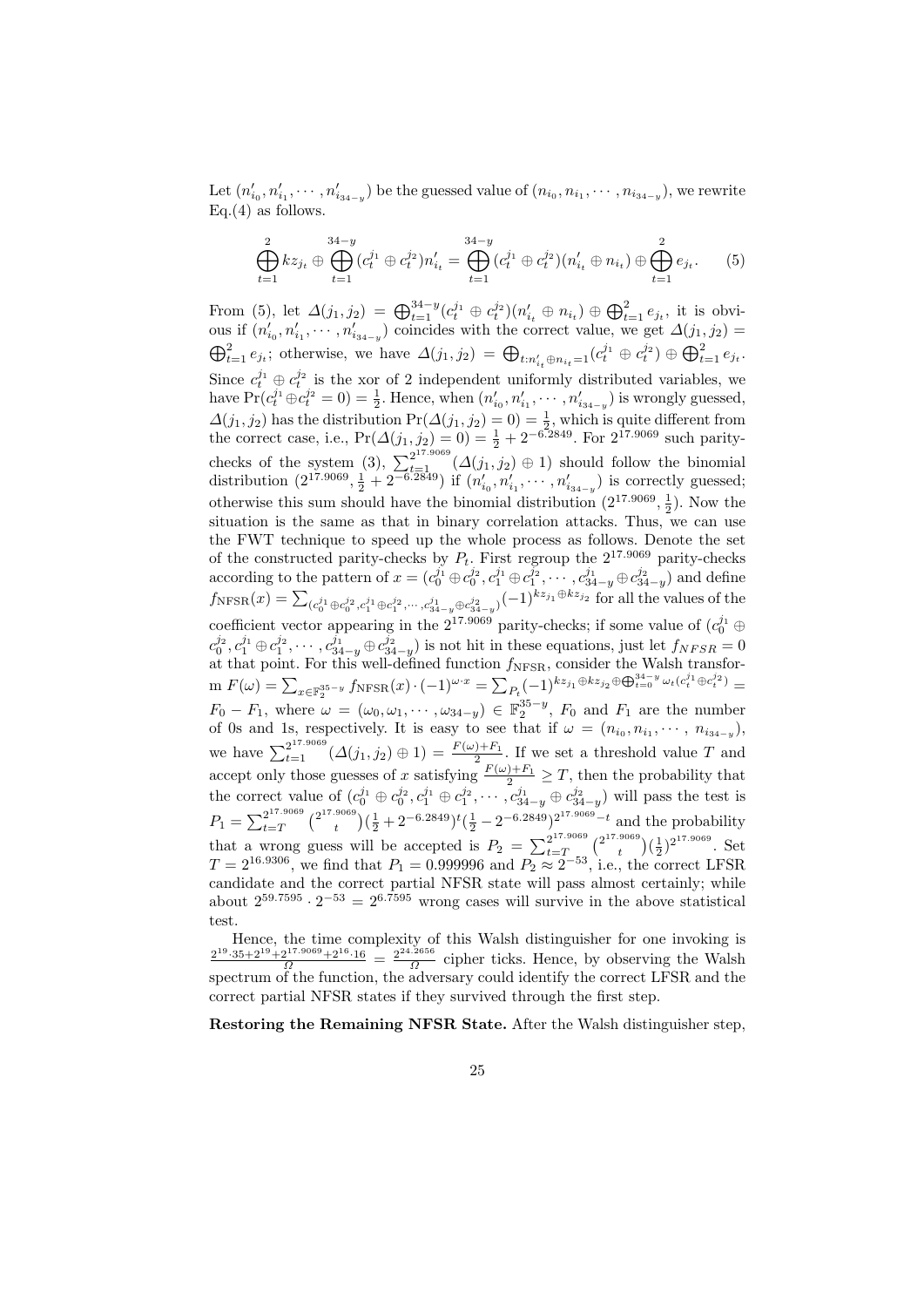Let $(n'_{i_0}, n'_{i_1}, \cdots, n'_{i_{34-y}})$ be the guessed value of $(n_{i_0}, n_{i_1}, \cdots, n_{i_{34-y}})$, we rewrite Eq.(4) as follows.

$$\bigoplus_{t=1}^{2} kz_{j_t} \oplus \bigoplus_{t=1}^{34-y} (c_t^{j_1} \oplus c_t^{j_2}) n'_{i_t} = \bigoplus_{t=1}^{34-y} (c_t^{j_1} \oplus c_t^{j_2})(n'_{i_t} \oplus n_{i_t}) \oplus \bigoplus_{t=1}^{2} e_{j_t}. \quad (5)$$

From (5), let $\Delta(j_1, j_2) = \bigoplus_{t=1}^{34-y} (c_t^{j_1} \oplus c_t^{j_2})(n'_{i_t} \oplus n_{i_t}) \oplus \bigoplus_{t=1}^{2} e_{j_t}$, it is obvious if $(n'_{i_0}, n'_{i_1}, \cdots, n'_{i_{34-y}})$ coincides with the correct value, we get $\Delta(j_1, j_2) = \bigoplus_{t=1}^{2} e_{j_t}$; otherwise, we have $\Delta(j_1, j_2) = \bigoplus_{t:n'_{i_t} \oplus n_{i_t}=1} (c_t^{j_1} \oplus c_t^{j_2}) \oplus \bigoplus_{t=1}^{2} e_{j_t}$. Since $c_t^{j_1} \oplus c_t^{j_2}$ is the xor of 2 independent uniformly distributed variables, we have $\Pr(c_t^{j_1} \oplus c_t^{j_2} = 0) = \frac{1}{2}$. Hence, when $(n'_{i_0}, n'_{i_1}, \cdots, n'_{i_{34-y}})$ is wrongly guessed, $\Delta(j_1, j_2)$ has the distribution $\Pr(\Delta(j_1, j_2) = 0) = \frac{1}{2}$, which is quite different from the correct case, i.e., $\Pr(\Delta(j_1, j_2) = 0) = \frac{1}{2} + 2^{-6.2849}$. For $2^{17.9069}$ such parity-checks of the system (3), $\sum_{t=1}^{2^{17.9069}} (\Delta(j_1, j_2) \oplus 1)$ should follow the binomial distribution $(2^{17.9069}, \frac{1}{2} + 2^{-6.2849})$ if $(n'_{i_0}, n'_{i_1}, \cdots, n'_{i_{34-y}})$ is correctly guessed; otherwise this sum should have the binomial distribution $(2^{17.9069}, \frac{1}{2})$. Now the situation is the same as that in binary correlation attacks. Thus, we can use the FWT technique to speed up the whole process as follows. Denote the set of the constructed parity-checks by $P_t$. First regroup the $2^{17.9069}$ parity-checks according to the pattern of $x = (c_0^{j_1} \oplus c_0^{j_2}, c_1^{j_1} \oplus c_1^{j_2}, \cdots, c_{34-y}^{j_1} \oplus c_{34-y}^{j_2})$ and define $f_{\text{NFSR}}(x) = \sum_{(c_0^{j_1} \oplus c_0^{j_2}, c_1^{j_1} \oplus c_1^{j_2}, \cdots, c_{34-y}^{j_1} \oplus c_{34-y}^{j_2})} (-1)^{kz_{j_1} \oplus kz_{j_2}}$ for all the values of the coefficient vector appearing in the $2^{17.9069}$ parity-checks; if some value of $(c_0^{j_1} \oplus c_0^{j_2}, c_1^{j_1} \oplus c_1^{j_2}, \cdots, c_{34-y}^{j_1} \oplus c_{34-y}^{j_2})$ is not hit in these equations, just let $f_{NFSR} = 0$ at that point. For this well-defined function $f_{\text{NFSR}}$, consider the Walsh transform $F(\omega) = \sum_{x \in \mathbb{F}_2^{35-y}} f_{\text{NFSR}}(x) \cdot (-1)^{\omega \cdot x} = \sum_{P_t} (-1)^{kz_{j_1} \oplus kz_{j_2} \oplus \bigoplus_{t=0}^{34-y} \omega_t (c_t^{j_1} \oplus c_t^{j_2})} = F_0 - F_1$, where $\omega = (\omega_0, \omega_1, \cdots, \omega_{34-y}) \in \mathbb{F}_2^{35-y}$, $F_0$ and $F_1$ are the number of 0s and 1s, respectively. It is easy to see that if $\omega = (n_{i_0}, n_{i_1}, \cdots, n_{i_{34-y}})$, we have $\sum_{t=1}^{2^{17.9069}} (\Delta(j_1, j_2) \oplus 1) = \frac{F(\omega)+F_1}{2}$. If we set a threshold value $T$ and accept only those guesses of $x$ satisfying $\frac{F(\omega)+F_1}{2} \geq T$, then the probability that the correct value of $(c_0^{j_1} \oplus c_0^{j_2}, c_1^{j_1} \oplus c_1^{j_2}, \cdots, c_{34-y}^{j_1} \oplus c_{34-y}^{j_2})$ will pass the test is $P_1 = \sum_{t=T}^{2^{17.9069}} \binom{2^{17.9069}}{t} (\frac{1}{2} + 2^{-6.2849})^t (\frac{1}{2} - 2^{-6.2849})^{2^{17.9069}-t}$ and the probability that a wrong guess will be accepted is $P_2 = \sum_{t=T}^{2^{17.9069}} \binom{2^{17.9069}}{t} (\frac{1}{2})^{2^{17.9069}}$. Set $T = 2^{16.9306}$, we find that $P_1 = 0.999996$ and $P_2 \approx 2^{-53}$, i.e., the correct LFSR candidate and the correct partial NFSR state will pass almost certainly; while about $2^{59.7595} \cdot 2^{-53} = 2^{6.7595}$ wrong cases will survive in the above statistical test.

Hence, the time complexity of this Walsh distinguisher for one invoking is $\frac{2^{19} \cdot 35 + 2^{19} + 2^{17.9069} + 2^{16} \cdot 16}{\Omega} = \frac{2^{24.2656}}{\Omega}$ cipher ticks. Hence, by observing the Walsh spectrum of the function, the adversary could identify the correct LFSR and the correct partial NFSR states if they survived through the first step.

**Restoring the Remaining NFSR State.** After the Walsh distinguisher step,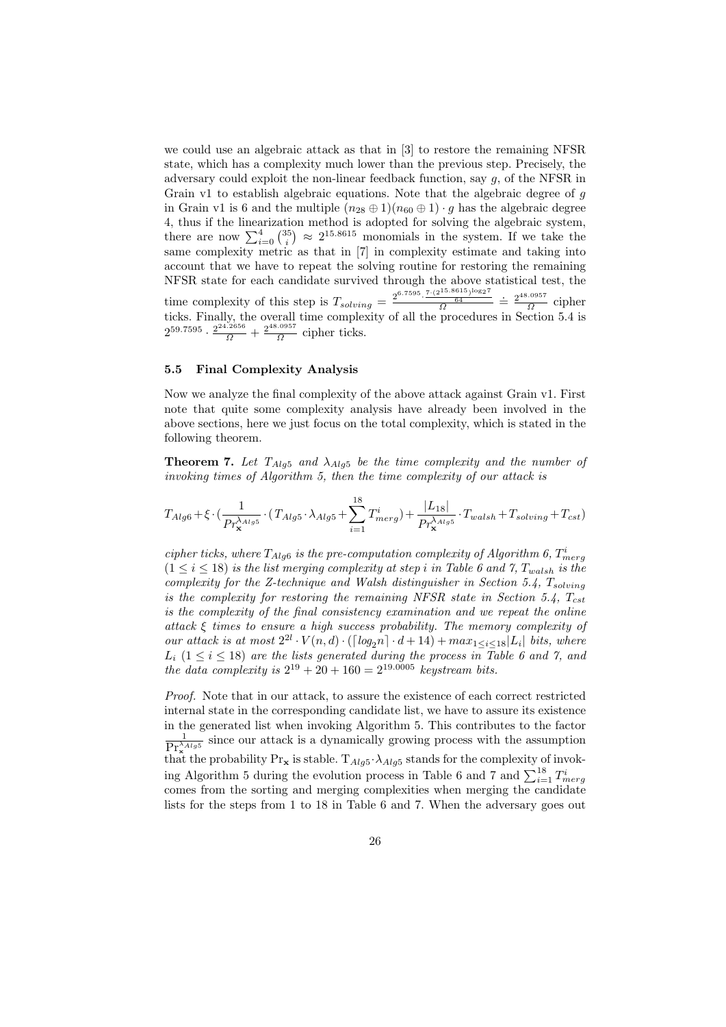we could use an algebraic attack as that in [3] to restore the remaining NFSR state, which has a complexity much lower than the previous step. Precisely, the adversary could exploit the non-linear feedback function, say $g$, of the NFSR in Grain v1 to establish algebraic equations. Note that the algebraic degree of $g$ in Grain v1 is 6 and the multiple $(n_{28} \oplus 1)(n_{60} \oplus 1) \cdot g$ has the algebraic degree 4, thus if the linearization method is adopted for solving the algebraic system, there are now $\sum_{i=0}^{4} \binom{35}{i} \approx 2^{15.8615}$ monomials in the system. If we take the same complexity metric as that in [7] in complexity estimate and taking into account that we have to repeat the solving routine for restoring the remaining NFSR state for each candidate survived through the above statistical test, the time complexity of this step is $T_{solving} = \frac{2^{6.7595} \cdot \frac{7 \cdot (2^{15.8615})^{\log_2 7}}{64}}{\Omega} \doteq \frac{2^{48.0957}}{\Omega}$ cipher ticks. Finally, the overall time complexity of all the procedures in Section 5.4 is $2^{59.7595} \cdot \frac{2^{24.2656}}{\Omega} + \frac{2^{48.0957}}{\Omega}$ cipher ticks.

### 5.5 Final Complexity Analysis

Now we analyze the final complexity of the above attack against Grain v1. First note that quite some complexity analysis have already been involved in the above sections, here we just focus on the total complexity, which is stated in the following theorem.

**Theorem 7.** *Let $T_{Alg5}$ and $\lambda_{Alg5}$ be the time complexity and the number of invoking times of Algorithm 5, then the time complexity of our attack is*

$$T_{Alg6} + \xi \cdot \left( \frac{1}{Pr_{\mathbf{x}}^{\lambda_{Alg5}}} \cdot (T_{Alg5} \cdot \lambda_{Alg5} + \sum_{i=1}^{18} T_{merg}^{i}) + \frac{|L_{18}|}{Pr_{\mathbf{x}}^{\lambda_{Alg5}}} \cdot T_{walsh} + T_{solving} + T_{cst} \right)$$

*cipher ticks, where $T_{Alg6}$ is the pre-computation complexity of Algorithm 6, $T_{merg}^{i}$ ($1 \leq i \leq 18$) is the list merging complexity at step $i$ in Table 6 and 7, $T_{walsh}$ is the complexity for the Z-technique and Walsh distinguisher in Section 5.4, $T_{solving}$ is the complexity for restoring the remaining NFSR state in Section 5.4, $T_{cst}$ is the complexity of the final consistency examination and we repeat the online attack $\xi$ times to ensure a high success probability. The memory complexity of our attack is at most $2^{2l} \cdot V(n,d) \cdot (\lceil log_2 n \rceil \cdot d + 14) + max_{1 \leq i \leq 18} |L_i|$ bits, where $L_i$ ($1 \leq i \leq 18$) are the lists generated during the process in Table 6 and 7, and the data complexity is $2^{19} + 20 + 160 = 2^{19.0005}$ keystream bits.*

*Proof.* Note that in our attack, to assure the existence of each correct restricted internal state in the corresponding candidate list, we have to assure its existence in the generated list when invoking Algorithm 5. This contributes to the factor $\frac{1}{\mathrm{Pr}_{\mathbf{x}}^{\lambda_{Alg5}}}$ since our attack is a dynamically growing process with the assumption that the probability $\mathrm{Pr}_{\mathbf{x}}$ is stable. $\mathrm{T}_{Alg5} \cdot \lambda_{Alg5}$ stands for the complexity of invoking Algorithm 5 during the evolution process in Table 6 and 7 and $\sum_{i=1}^{18} T_{merg}^{i}$ comes from the sorting and merging complexities when merging the candidate lists for the steps from 1 to 18 in Table 6 and 7. When the adversary goes out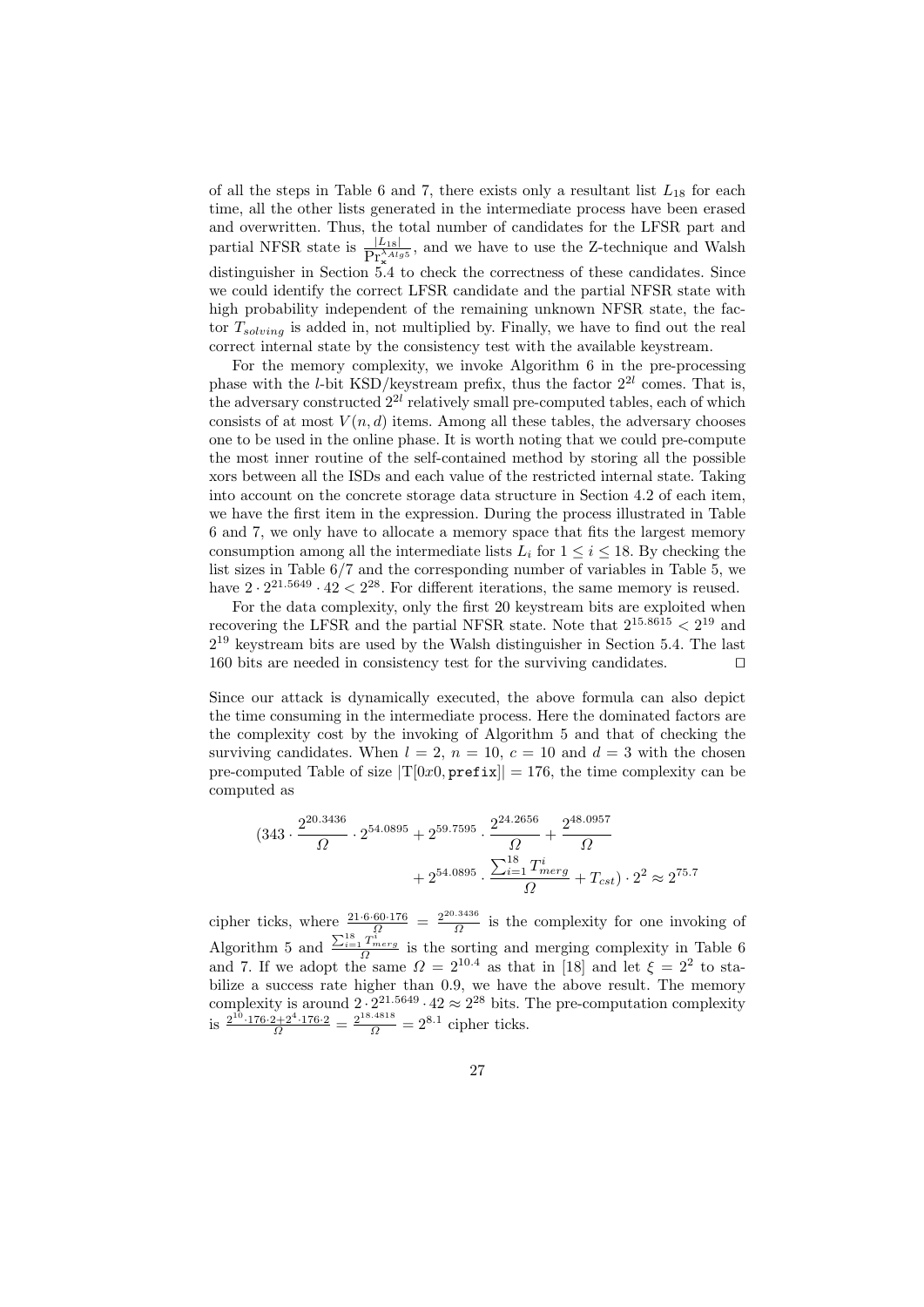of all the steps in Table 6 and 7, there exists only a resultant list $L_{18}$ for each time, all the other lists generated in the intermediate process have been erased and overwritten. Thus, the total number of candidates for the LFSR part and partial NFSR state is $\frac{|L_{18}|}{\Pr_{\mathbf{x}}^{\lambda_{Alg5}}}$, and we have to use the Z-technique and Walsh distinguisher in Section 5.4 to check the correctness of these candidates. Since we could identify the correct LFSR candidate and the partial NFSR state with high probability independent of the remaining unknown NFSR state, the factor $T_{solving}$ is added in, not multiplied by. Finally, we have to find out the real correct internal state by the consistency test with the available keystream.

For the memory complexity, we invoke Algorithm 6 in the pre-processing phase with the $l$-bit KSD/keystream prefix, thus the factor $2^{2l}$ comes. That is, the adversary constructed $2^{2l}$ relatively small pre-computed tables, each of which consists of at most $V(n, d)$ items. Among all these tables, the adversary chooses one to be used in the online phase. It is worth noting that we could pre-compute the most inner routine of the self-contained method by storing all the possible xors between all the ISDs and each value of the restricted internal state. Taking into account on the concrete storage data structure in Section 4.2 of each item, we have the first item in the expression. During the process illustrated in Table 6 and 7, we only have to allocate a memory space that fits the largest memory consumption among all the intermediate lists $L_i$ for $1 \leq i \leq 18$. By checking the list sizes in Table 6/7 and the corresponding number of variables in Table 5, we have $2 \cdot 2^{21.5649} \cdot 42 < 2^{28}$. For different iterations, the same memory is reused.

For the data complexity, only the first 20 keystream bits are exploited when recovering the LFSR and the partial NFSR state. Note that $2^{15.8615} < 2^{19}$ and $2^{19}$ keystream bits are used by the Walsh distinguisher in Section 5.4. The last 160 bits are needed in consistency test for the surviving candidates. $\square$

Since our attack is dynamically executed, the above formula can also depict the time consuming in the intermediate process. Here the dominated factors are the complexity cost by the invoking of Algorithm 5 and that of checking the surviving candidates. When $l = 2$, $n = 10$, $c = 10$ and $d = 3$ with the chosen pre-computed Table of size $|\mathrm{T}[0x0, \texttt{prefix}]| = 176$, the time complexity can be computed as

$$(343 \cdot \frac{2^{20.3436}}{\Omega} \cdot 2^{54.0895} + 2^{59.7595} \cdot \frac{2^{24.2656}}{\Omega} + \frac{2^{48.0957}}{\Omega} + 2^{54.0895} \cdot \frac{\sum_{i=1}^{18} T_{merg}^{i}}{\Omega} + T_{cst}) \cdot 2^2 \approx 2^{75.7}$$

cipher ticks, where $\frac{21 \cdot 6 \cdot 60 \cdot 176}{\Omega} = \frac{2^{20.3436}}{\Omega}$ is the complexity for one invoking of Algorithm 5 and $\frac{\sum_{i=1}^{18} T_{merg}^{i}}{\Omega}$ is the sorting and merging complexity in Table 6 and 7. If we adopt the same $\Omega = 2^{10.4}$ as that in [18] and let $\xi = 2^2$ to stabilize a success rate higher than 0.9, we have the above result. The memory complexity is around $2 \cdot 2^{21.5649} \cdot 42 \approx 2^{28}$ bits. The pre-computation complexity is $\frac{2^{10} \cdot 176 \cdot 2 + 2^4 \cdot 176 \cdot 2}{\Omega} = \frac{2^{18.4818}}{\Omega} = 2^{8.1}$ cipher ticks.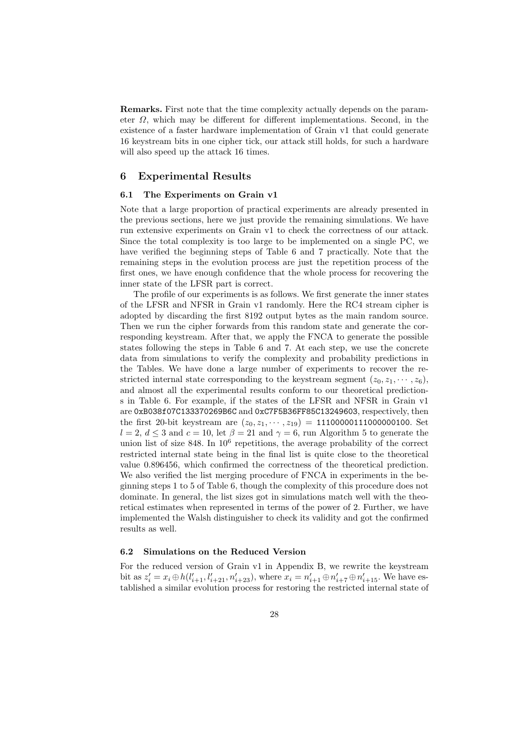**Remarks.** First note that the time complexity actually depends on the parameter $\Omega$, which may be different for different implementations. Second, in the existence of a faster hardware implementation of Grain v1 that could generate 16 keystream bits in one cipher tick, our attack still holds, for such a hardware will also speed up the attack 16 times.

## 6 Experimental Results

### 6.1 The Experiments on Grain v1

Note that a large proportion of practical experiments are already presented in the previous sections, here we just provide the remaining simulations. We have run extensive experiments on Grain v1 to check the correctness of our attack. Since the total complexity is too large to be implemented on a single PC, we have verified the beginning steps of Table 6 and 7 practically. Note that the remaining steps in the evolution process are just the repetition process of the first ones, we have enough confidence that the whole process for recovering the inner state of the LFSR part is correct.

The profile of our experiments is as follows. We first generate the inner states of the LFSR and NFSR in Grain v1 randomly. Here the RC4 stream cipher is adopted by discarding the first 8192 output bytes as the main random source. Then we run the cipher forwards from this random state and generate the corresponding keystream. After that, we apply the FNCA to generate the possible states following the steps in Table 6 and 7. At each step, we use the concrete data from simulations to verify the complexity and probability predictions in the Tables. We have done a large number of experiments to recover the restricted internal state corresponding to the keystream segment $(z_0, z_1, \cdots, z_6)$, and almost all the experimental results conform to our theoretical predictions in Table 6. For example, if the states of the LFSR and NFSR in Grain v1 are `0xB038f07C133370269B6C` and `0xC7F5B36FF85C13249603`, respectively, then the first 20-bit keystream are $(z_0, z_1, \cdots, z_{19})$ = `11100000111000000100`. Set $l = 2$, $d \leq 3$ and $c = 10$, let $\beta = 21$ and $\gamma = 6$, run Algorithm 5 to generate the union list of size 848. In $10^6$ repetitions, the average probability of the correct restricted internal state being in the final list is quite close to the theoretical value 0.896456, which confirmed the correctness of the theoretical prediction. We also verified the list merging procedure of FNCA in experiments in the beginning steps 1 to 5 of Table 6, though the complexity of this procedure does not dominate. In general, the list sizes got in simulations match well with the theoretical estimates when represented in terms of the power of 2. Further, we have implemented the Walsh distinguisher to check its validity and got the confirmed results as well.

### 6.2 Simulations on the Reduced Version

For the reduced version of Grain v1 in Appendix B, we rewrite the keystream bit as $z'_i = x_i \oplus h(l'_{i+1}, l'_{i+21}, n'_{i+23})$, where $x_i = n'_{i+1} \oplus n'_{i+7} \oplus n'_{i+15}$. We have established a similar evolution process for restoring the restricted internal state of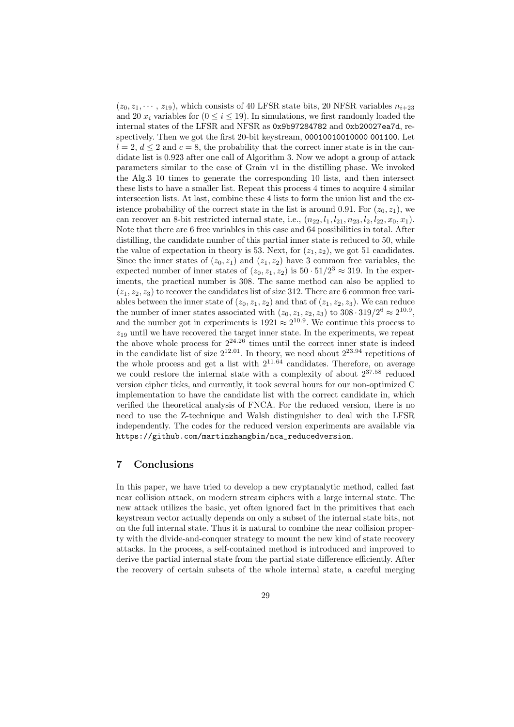$(z_0, z_1, \cdots, z_{19})$, which consists of 40 LFSR state bits, 20 NFSR variables $n_{i+23}$ and 20 $x_i$ variables for $(0 \leq i \leq 19)$. In simulations, we first randomly loaded the internal states of the LFSR and NFSR as `0x9b97284782` and `0xb20027ea7d`, respectively. Then we got the first 20-bit keystream, `00010010010000 001100`. Let $l = 2$, $d \leq 2$ and $c = 8$, the probability that the correct inner state is in the candidate list is 0.923 after one call of Algorithm 3. Now we adopt a group of attack parameters similar to the case of Grain v1 in the distilling phase. We invoked the Alg.3 10 times to generate the corresponding 10 lists, and then intersect these lists to have a smaller list. Repeat this process 4 times to acquire 4 similar intersection lists. At last, combine these 4 lists to form the union list and the existence probability of the correct state in the list is around 0.91. For $(z_0, z_1)$, we can recover an 8-bit restricted internal state, i.e., $(n_{22}, l_1, l_{21}, n_{23}, l_2, l_{22}, x_0, x_1)$. Note that there are 6 free variables in this case and 64 possibilities in total. After distilling, the candidate number of this partial inner state is reduced to 50, while the value of expectation in theory is 53. Next, for $(z_1, z_2)$, we got 51 candidates. Since the inner states of $(z_0, z_1)$ and $(z_1, z_2)$ have 3 common free variables, the expected number of inner states of $(z_0, z_1, z_2)$ is $50 \cdot 51/2^3 \approx 319$. In the experiments, the practical number is 308. The same method can also be applied to $(z_1, z_2, z_3)$ to recover the candidates list of size 312. There are 6 common free variables between the inner state of $(z_0, z_1, z_2)$ and that of $(z_1, z_2, z_3)$. We can reduce the number of inner states associated with $(z_0, z_1, z_2, z_3)$ to $308 \cdot 319/2^6 \approx 2^{10.9}$, and the number got in experiments is $1921 \approx 2^{10.9}$. We continue this process to $z_{19}$ until we have recovered the target inner state. In the experiments, we repeat the above whole process for $2^{24.26}$ times until the correct inner state is indeed in the candidate list of size $2^{12.01}$. In theory, we need about $2^{23.94}$ repetitions of the whole process and get a list with $2^{11.64}$ candidates. Therefore, on average we could restore the internal state with a complexity of about $2^{37.58}$ reduced version cipher ticks, and currently, it took several hours for our non-optimized C implementation to have the candidate list with the correct candidate in, which verified the theoretical analysis of FNCA. For the reduced version, there is no need to use the Z-technique and Walsh distinguisher to deal with the LFSR independently. The codes for the reduced version experiments are available via `https://github.com/martinzhangbin/nca_reducedversion`.

## 7 Conclusions

In this paper, we have tried to develop a new cryptanalytic method, called fast near collision attack, on modern stream ciphers with a large internal state. The new attack utilizes the basic, yet often ignored fact in the primitives that each keystream vector actually depends on only a subset of the internal state bits, not on the full internal state. Thus it is natural to combine the near collision property with the divide-and-conquer strategy to mount the new kind of state recovery attacks. In the process, a self-contained method is introduced and improved to derive the partial internal state from the partial state difference efficiently. After the recovery of certain subsets of the whole internal state, a careful merging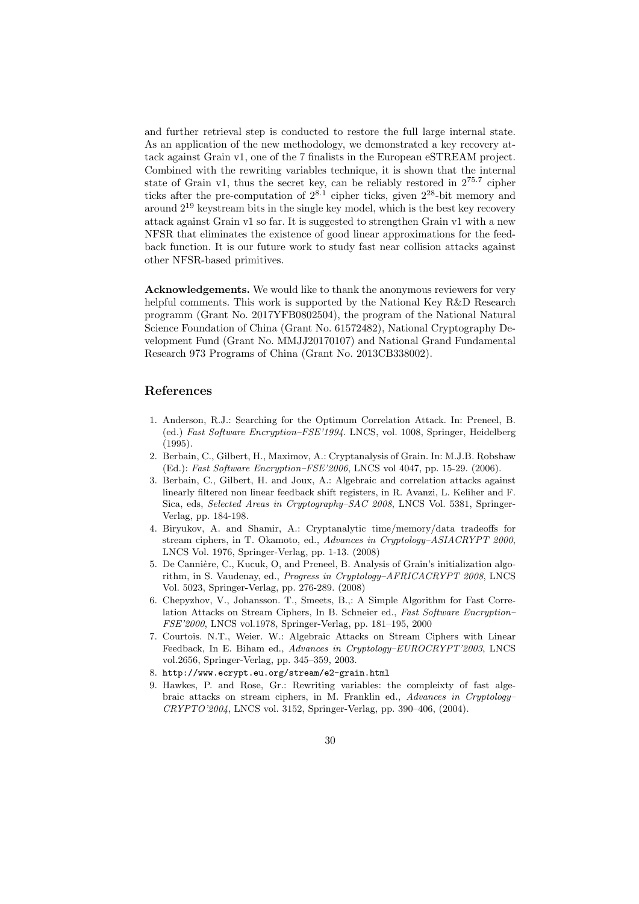and further retrieval step is conducted to restore the full large internal state. As an application of the new methodology, we demonstrated a key recovery attack against Grain v1, one of the 7 finalists in the European eSTREAM project. Combined with the rewriting variables technique, it is shown that the internal state of Grain v1, thus the secret key, can be reliably restored in $2^{75.7}$ cipher ticks after the pre-computation of $2^{8.1}$ cipher ticks, given $2^{28}$-bit memory and around $2^{19}$ keystream bits in the single key model, which is the best key recovery attack against Grain v1 so far. It is suggested to strengthen Grain v1 with a new NFSR that eliminates the existence of good linear approximations for the feedback function. It is our future work to study fast near collision attacks against other NFSR-based primitives.

**Acknowledgements.** We would like to thank the anonymous reviewers for very helpful comments. This work is supported by the National Key R&D Research programm (Grant No. 2017YFB0802504), the program of the National Natural Science Foundation of China (Grant No. 61572482), National Cryptography Development Fund (Grant No. MMJJ20170107) and National Grand Fundamental Research 973 Programs of China (Grant No. 2013CB338002).

## References

1. Anderson, R.J.: Searching for the Optimum Correlation Attack. In: Preneel, B. (ed.) *Fast Software Encryption–FSE'1994*. LNCS, vol. 1008, Springer, Heidelberg (1995).
2. Berbain, C., Gilbert, H., Maximov, A.: Cryptanalysis of Grain. In: M.J.B. Robshaw (Ed.): *Fast Software Encryption–FSE'2006*, LNCS vol 4047, pp. 15-29. (2006).
3. Berbain, C., Gilbert, H. and Joux, A.: Algebraic and correlation attacks against linearly filtered non linear feedback shift registers, in R. Avanzi, L. Keliher and F. Sica, eds, *Selected Areas in Cryptography–SAC 2008*, LNCS Vol. 5381, Springer-Verlag, pp. 184-198.
4. Biryukov, A. and Shamir, A.: Cryptanalytic time/memory/data tradeoffs for stream ciphers, in T. Okamoto, ed., *Advances in Cryptology–ASIACRYPT 2000*, LNCS Vol. 1976, Springer-Verlag, pp. 1-13. (2008)
5. De Cannière, C., Kucuk, O, and Preneel, B. Analysis of Grain's initialization algorithm, in S. Vaudenay, ed., *Progress in Cryptology–AFRICACRYPT 2008*, LNCS Vol. 5023, Springer-Verlag, pp. 276-289. (2008)
6. Chepyzhov, V., Johansson. T., Smeets, B.,: A Simple Algorithm for Fast Correlation Attacks on Stream Ciphers, In B. Schneier ed., *Fast Software Encryption–FSE'2000*, LNCS vol.1978, Springer-Verlag, pp. 181–195, 2000
7. Courtois. N.T., Weier. W.: Algebraic Attacks on Stream Ciphers with Linear Feedback, In E. Biham ed., *Advances in Cryptology–EUROCRYPT'2003*, LNCS vol.2656, Springer-Verlag, pp. 345–359, 2003.
8. `http://www.ecrypt.eu.org/stream/e2-grain.html`
9. Hawkes, P. and Rose, Gr.: Rewriting variables: the compleixty of fast algebraic attacks on stream ciphers, in M. Franklin ed., *Advances in Cryptology–CRYPTO'2004*, LNCS vol. 3152, Springer-Verlag, pp. 390–406, (2004).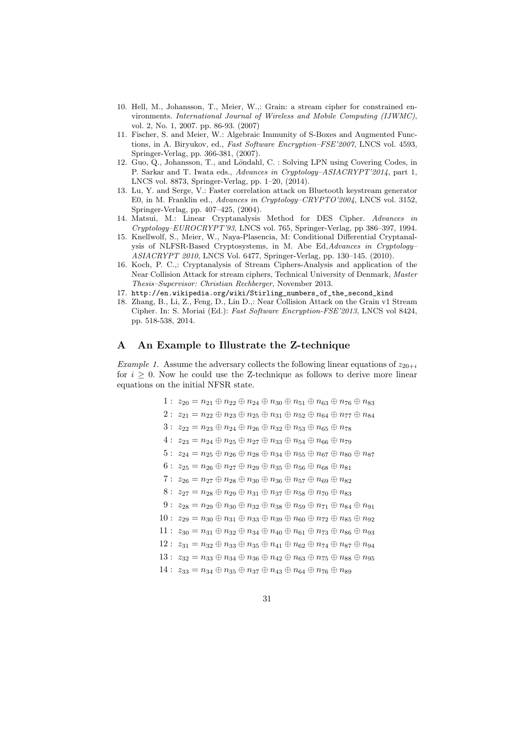10. Hell, M., Johansson, T., Meier, W.,: Grain: a stream cipher for constrained environments. *International Journal of Wireless and Mobile Computing (IJWMC)*, vol. 2, No. 1, 2007. pp. 86-93. (2007)
11. Fischer, S. and Meier, W.: Algebraic Immunity of S-Boxes and Augmented Functions, in A. Biryukov, ed., *Fast Software Encryption–FSE'2007*, LNCS vol. 4593, Springer-Verlag, pp. 366-381, (2007).
12. Guo, Q., Johansson, T., and Löndahl, C. : Solving LPN using Covering Codes, in P. Sarkar and T. Iwata eds., *Advances in Cryptology–ASIACRYPT'2014*, part 1, LNCS vol. 8873, Springer-Verlag, pp. 1–20, (2014).
13. Lu, Y. and Serge, V.: Faster correlation attack on Bluetooth keystream generator E0, in M. Franklin ed., *Advances in Cryptology–CRYPTO'2004*, LNCS vol. 3152, Springer-Verlag, pp. 407–425, (2004).
14. Matsui, M.: Linear Cryptanalysis Method for DES Cipher. *Advances in Cryptology–EUROCRYPT'93*, LNCS vol. 765, Springer-Verlag, pp 386–397, 1994.
15. Knellwolf, S., Meier, W., Naya-Plasencia, M: Conditional Differential Cryptanalysis of NLFSR-Based Cryptosystems, in M. Abe Ed,*Advances in Cryptology–ASIACRYPT 2010*, LNCS Vol. 6477, Springer-Verlag, pp. 130–145. (2010).
16. Koch, P. C.,: Cryptanalysis of Stream Ciphers-Analysis and application of the Near Collision Attack for stream ciphers, Technical University of Denmark, *Master Thesis–Supervisor: Christian Rechberger*, November 2013.
17. http://en.wikipedia.org/wiki/Stirling_numbers_of_the_second_kind
18. Zhang, B., Li, Z., Feng, D., Lin D.,: Near Collision Attack on the Grain v1 Stream Cipher. In: S. Moriai (Ed.): *Fast Software Encryption-FSE'2013*, LNCS vol 8424, pp. 518-538, 2014.

## A An Example to Illustrate the Z-technique

*Example 1.* Assume the adversary collects the following linear equations of $z_{20+i}$ for $i \geq 0$. Now he could use the Z-technique as follows to derive more linear equations on the initial NFSR state.

$$
\begin{aligned}
1:&\ z_{20} = n_{21} \oplus n_{22} \oplus n_{24} \oplus n_{30} \oplus n_{51} \oplus n_{63} \oplus n_{76} \oplus n_{83} \\
2:&\ z_{21} = n_{22} \oplus n_{23} \oplus n_{25} \oplus n_{31} \oplus n_{52} \oplus n_{64} \oplus n_{77} \oplus n_{84} \\
3:&\ z_{22} = n_{23} \oplus n_{24} \oplus n_{26} \oplus n_{32} \oplus n_{53} \oplus n_{65} \oplus n_{78} \\
4:&\ z_{23} = n_{24} \oplus n_{25} \oplus n_{27} \oplus n_{33} \oplus n_{54} \oplus n_{66} \oplus n_{79} \\
5:&\ z_{24} = n_{25} \oplus n_{26} \oplus n_{28} \oplus n_{34} \oplus n_{55} \oplus n_{67} \oplus n_{80} \oplus n_{87} \\
6:&\ z_{25} = n_{26} \oplus n_{27} \oplus n_{29} \oplus n_{35} \oplus n_{56} \oplus n_{68} \oplus n_{81} \\
7:&\ z_{26} = n_{27} \oplus n_{28} \oplus n_{30} \oplus n_{36} \oplus n_{57} \oplus n_{69} \oplus n_{82} \\
8:&\ z_{27} = n_{28} \oplus n_{29} \oplus n_{31} \oplus n_{37} \oplus n_{58} \oplus n_{70} \oplus n_{83} \\
9:&\ z_{28} = n_{29} \oplus n_{30} \oplus n_{32} \oplus n_{38} \oplus n_{59} \oplus n_{71} \oplus n_{84} \oplus n_{91} \\
10:&\ z_{29} = n_{30} \oplus n_{31} \oplus n_{33} \oplus n_{39} \oplus n_{60} \oplus n_{72} \oplus n_{85} \oplus n_{92} \\
11:&\ z_{30} = n_{31} \oplus n_{32} \oplus n_{34} \oplus n_{40} \oplus n_{61} \oplus n_{73} \oplus n_{86} \oplus n_{93} \\
12:&\ z_{31} = n_{32} \oplus n_{33} \oplus n_{35} \oplus n_{41} \oplus n_{62} \oplus n_{74} \oplus n_{87} \oplus n_{94} \\
13:&\ z_{32} = n_{33} \oplus n_{34} \oplus n_{36} \oplus n_{42} \oplus n_{63} \oplus n_{75} \oplus n_{88} \oplus n_{95} \\
14:&\ z_{33} = n_{34} \oplus n_{35} \oplus n_{37} \oplus n_{43} \oplus n_{64} \oplus n_{76} \oplus n_{89}
\end{aligned}
$$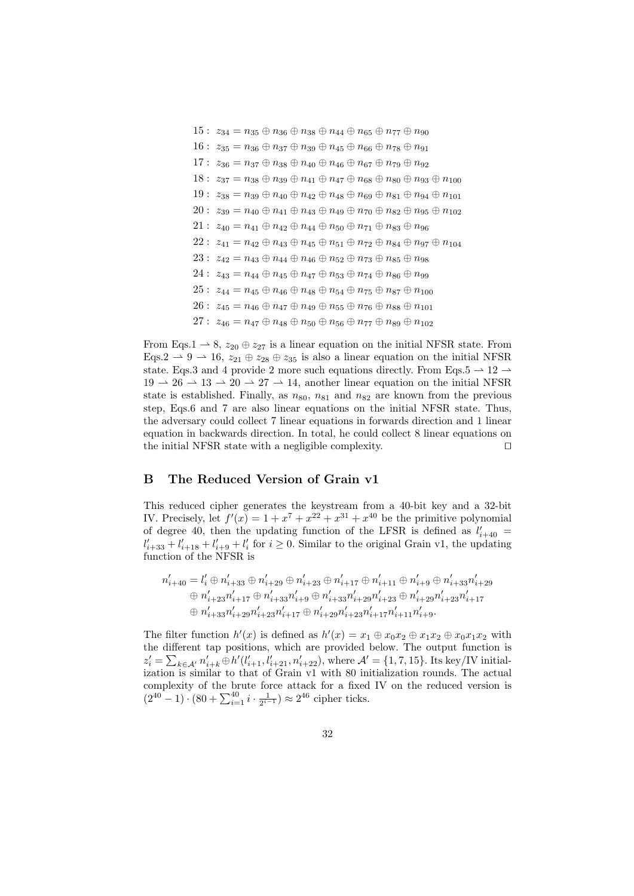$$15: \ z_{34} = n_{35} \oplus n_{36} \oplus n_{38} \oplus n_{44} \oplus n_{65} \oplus n_{77} \oplus n_{90}$$
$$16: \ z_{35} = n_{36} \oplus n_{37} \oplus n_{39} \oplus n_{45} \oplus n_{66} \oplus n_{78} \oplus n_{91}$$
$$17: \ z_{36} = n_{37} \oplus n_{38} \oplus n_{40} \oplus n_{46} \oplus n_{67} \oplus n_{79} \oplus n_{92}$$
$$18: \ z_{37} = n_{38} \oplus n_{39} \oplus n_{41} \oplus n_{47} \oplus n_{68} \oplus n_{80} \oplus n_{93} \oplus n_{100}$$
$$19: \ z_{38} = n_{39} \oplus n_{40} \oplus n_{42} \oplus n_{48} \oplus n_{69} \oplus n_{81} \oplus n_{94} \oplus n_{101}$$
$$20: \ z_{39} = n_{40} \oplus n_{41} \oplus n_{43} \oplus n_{49} \oplus n_{70} \oplus n_{82} \oplus n_{95} \oplus n_{102}$$
$$21: \ z_{40} = n_{41} \oplus n_{42} \oplus n_{44} \oplus n_{50} \oplus n_{71} \oplus n_{83} \oplus n_{96}$$
$$22: \ z_{41} = n_{42} \oplus n_{43} \oplus n_{45} \oplus n_{51} \oplus n_{72} \oplus n_{84} \oplus n_{97} \oplus n_{104}$$
$$23: \ z_{42} = n_{43} \oplus n_{44} \oplus n_{46} \oplus n_{52} \oplus n_{73} \oplus n_{85} \oplus n_{98}$$
$$24: \ z_{43} = n_{44} \oplus n_{45} \oplus n_{47} \oplus n_{53} \oplus n_{74} \oplus n_{86} \oplus n_{99}$$
$$25: \ z_{44} = n_{45} \oplus n_{46} \oplus n_{48} \oplus n_{54} \oplus n_{75} \oplus n_{87} \oplus n_{100}$$
$$26: \ z_{45} = n_{46} \oplus n_{47} \oplus n_{49} \oplus n_{55} \oplus n_{76} \oplus n_{88} \oplus n_{101}$$
$$27: \ z_{46} = n_{47} \oplus n_{48} \oplus n_{50} \oplus n_{56} \oplus n_{77} \oplus n_{89} \oplus n_{102}$$

From Eqs.1 $\rightharpoonup$ 8, $z_{20} \oplus z_{27}$ is a linear equation on the initial NFSR state. From Eqs.2 $\rightharpoonup$ 9 $\rightharpoonup$ 16, $z_{21} \oplus z_{28} \oplus z_{35}$ is also a linear equation on the initial NFSR state. Eqs.3 and 4 provide 2 more such equations directly. From Eqs.5 $\rightharpoonup$ 12 $\rightharpoonup$ 19 $\rightharpoonup$ 26 $\rightharpoonup$ 13 $\rightharpoonup$ 20 $\rightharpoonup$ 27 $\rightharpoonup$ 14, another linear equation on the initial NFSR state is established. Finally, as $n_{80}$, $n_{81}$ and $n_{82}$ are known from the previous step, Eqs.6 and 7 are also linear equations on the initial NFSR state. Thus, the adversary could collect 7 linear equations in forwards direction and 1 linear equation in backwards direction. In total, he could collect 8 linear equations on the initial NFSR state with a negligible complexity. □

## B The Reduced Version of Grain v1

This reduced cipher generates the keystream from a 40-bit key and a 32-bit IV. Precisely, let $f'(x) = 1 + x^7 + x^{22} + x^{31} + x^{40}$ be the primitive polynomial of degree 40, then the updating function of the LFSR is defined as $l'_{i+40} = l'_{i+33} + l'_{i+18} + l'_{i+9} + l'_i$ for $i \geq 0$. Similar to the original Grain v1, the updating function of the NFSR is

$$\begin{aligned} n'_{i+40} = l'_i &\oplus n'_{i+33} \oplus n'_{i+29} \oplus n'_{i+23} \oplus n'_{i+17} \oplus n'_{i+11} \oplus n'_{i+9} \oplus n'_{i+33}n'_{i+29} \\ &\oplus n'_{i+23}n'_{i+17} \oplus n'_{i+33}n'_{i+9} \oplus n'_{i+33}n'_{i+29}n'_{i+23} \oplus n'_{i+29}n'_{i+23}n'_{i+17} \\ &\oplus n'_{i+33}n'_{i+29}n'_{i+23}n'_{i+17} \oplus n'_{i+29}n'_{i+23}n'_{i+17}n'_{i+11}n'_{i+9}. \end{aligned}$$

The filter function $h'(x)$ is defined as $h'(x) = x_1 \oplus x_0x_2 \oplus x_1x_2 \oplus x_0x_1x_2$ with the different tap positions, which are provided below. The output function is $z'_i = \sum_{k \in \mathcal{A}'} n'_{i+k} \oplus h'(l'_{i+1}, l'_{i+21}, n'_{i+22})$, where $\mathcal{A}' = \{1, 7, 15\}$. Its key/IV initialization is similar to that of Grain v1 with 80 initialization rounds. The actual complexity of the brute force attack for a fixed IV on the reduced version is $(2^{40} - 1) \cdot (80 + \sum_{i=1}^{40} i \cdot \frac{1}{2^{i-1}}) \approx 2^{46}$ cipher ticks.